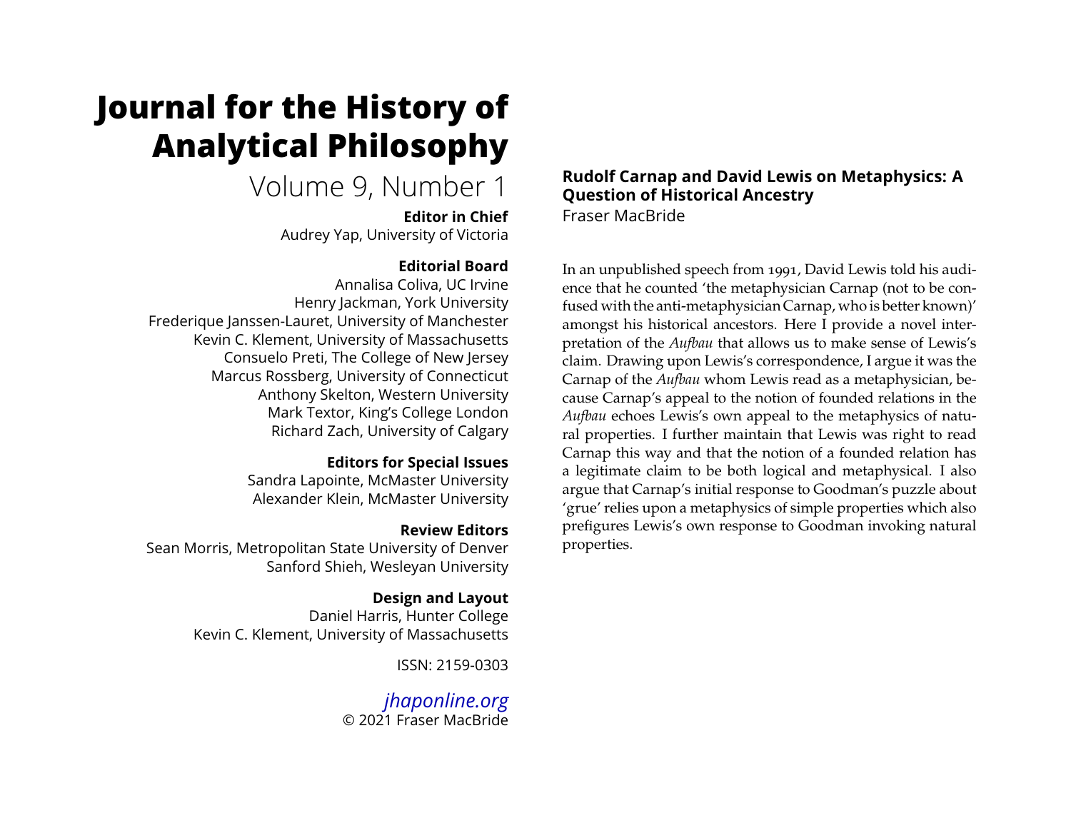# Journal for the History of Analytical Philosophy

Volume 9, Number 1

**Editor in Chief**
Audrey Yap, University of Victoria

**Editorial Board**
Annalisa Coliva, UC Irvine
Henry Jackman, York University
Frederique Janssen-Lauret, University of Manchester
Kevin C. Klement, University of Massachusetts
Consuelo Preti, The College of New Jersey
Marcus Rossberg, University of Connecticut
Anthony Skelton, Western University
Mark Textor, King's College London
Richard Zach, University of Calgary

**Editors for Special Issues**
Sandra Lapointe, McMaster University
Alexander Klein, McMaster University

**Review Editors**
Sean Morris, Metropolitan State University of Denver
Sanford Shieh, Wesleyan University

**Design and Layout**
Daniel Harris, Hunter College
Kevin C. Klement, University of Massachusetts

ISSN: 2159-0303

*jhaponline.org*
© 2021 Fraser MacBride

## Rudolf Carnap and David Lewis on Metaphysics: A Question of Historical Ancestry

Fraser MacBride

In an unpublished speech from 1991, David Lewis told his audience that he counted 'the metaphysician Carnap (not to be confused with the anti-metaphysician Carnap, who is better known)' amongst his historical ancestors. Here I provide a novel interpretation of the *Aufbau* that allows us to make sense of Lewis's claim. Drawing upon Lewis's correspondence, I argue it was the Carnap of the *Aufbau* whom Lewis read as a metaphysician, because Carnap's appeal to the notion of founded relations in the *Aufbau* echoes Lewis's own appeal to the metaphysics of natural properties. I further maintain that Lewis was right to read Carnap this way and that the notion of a founded relation has a legitimate claim to be both logical and metaphysical. I also argue that Carnap's initial response to Goodman's puzzle about 'grue' relies upon a metaphysics of simple properties which also prefigures Lewis's own response to Goodman invoking natural properties.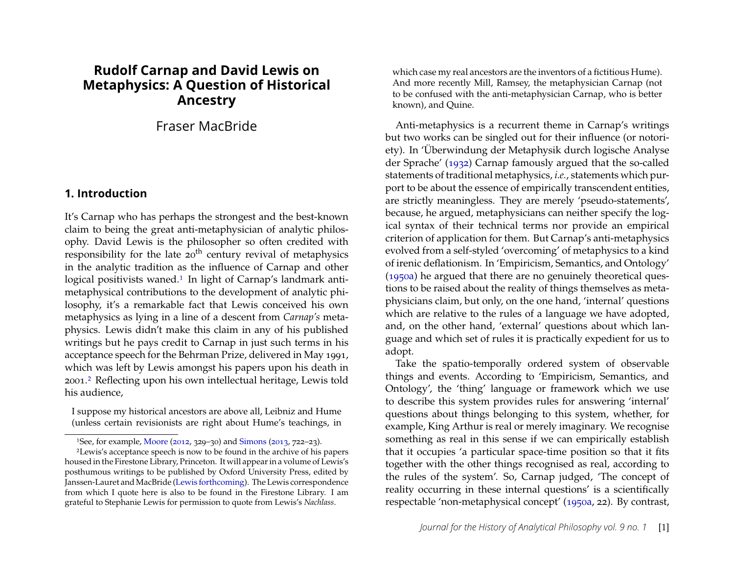# Rudolf Carnap and David Lewis on Metaphysics: A Question of Historical Ancestry

Fraser MacBride

## 1. Introduction

It's Carnap who has perhaps the strongest and the best-known claim to being the great anti-metaphysician of analytic philosophy. David Lewis is the philosopher so often credited with responsibility for the late 20th century revival of metaphysics in the analytic tradition as the influence of Carnap and other logical positivists waned.[1] In light of Carnap's landmark anti-metaphysical contributions to the development of analytic philosophy, it's a remarkable fact that Lewis conceived his own metaphysics as lying in a line of a descent from *Carnap's* metaphysics. Lewis didn't make this claim in any of his published writings but he pays credit to Carnap in just such terms in his acceptance speech for the Behrman Prize, delivered in May 1991, which was left by Lewis amongst his papers upon his death in 2001.[2] Reflecting upon his own intellectual heritage, Lewis told his audience,

> I suppose my historical ancestors are above all, Leibniz and Hume (unless certain revisionists are right about Hume's teachings, in which case my real ancestors are the inventors of a fictitious Hume). And more recently Mill, Ramsey, the metaphysician Carnap (not to be confused with the anti-metaphysician Carnap, who is better known), and Quine.

Anti-metaphysics is a recurrent theme in Carnap's writings but two works can be singled out for their influence (or notoriety). In 'Überwindung der Metaphysik durch logische Analyse der Sprache' (1932) Carnap famously argued that the so-called statements of traditional metaphysics, *i.e.*, statements which purport to be about the essence of empirically transcendent entities, are strictly meaningless. They are merely 'pseudo-statements', because, he argued, metaphysicians can neither specify the logical syntax of their technical terms nor provide an empirical criterion of application for them. But Carnap's anti-metaphysics evolved from a self-styled 'overcoming' of metaphysics to a kind of irenic deflationism. In 'Empiricism, Semantics, and Ontology' (1950a) he argued that there are no genuinely theoretical questions to be raised about the reality of things themselves as metaphysicians claim, but only, on the one hand, 'internal' questions which are relative to the rules of a language we have adopted, and, on the other hand, 'external' questions about which language and which set of rules it is practically expedient for us to adopt.

Take the spatio-temporally ordered system of observable things and events. According to 'Empiricism, Semantics, and Ontology', the 'thing' language or framework which we use to describe this system provides rules for answering 'internal' questions about things belonging to this system, whether, for example, King Arthur is real or merely imaginary. We recognise something as real in this sense if we can empirically establish that it occupies 'a particular space-time position so that it fits together with the other things recognised as real, according to the rules of the system'. So, Carnap judged, 'The concept of reality occurring in these internal questions' is a scientifically respectable 'non-metaphysical concept' (1950a, 22). By contrast,

---

[1] See, for example, Moore (2012, 329–30) and Simons (2013, 722–23).

[2] Lewis's acceptance speech is now to be found in the archive of his papers housed in the Firestone Library, Princeton. It will appear in a volume of Lewis's posthumous writings to be published by Oxford University Press, edited by Janssen-Lauret and MacBride (Lewis forthcoming). The Lewis correspondence from which I quote here is also to be found in the Firestone Library. I am grateful to Stephanie Lewis for permission to quote from Lewis's *Nachlass*.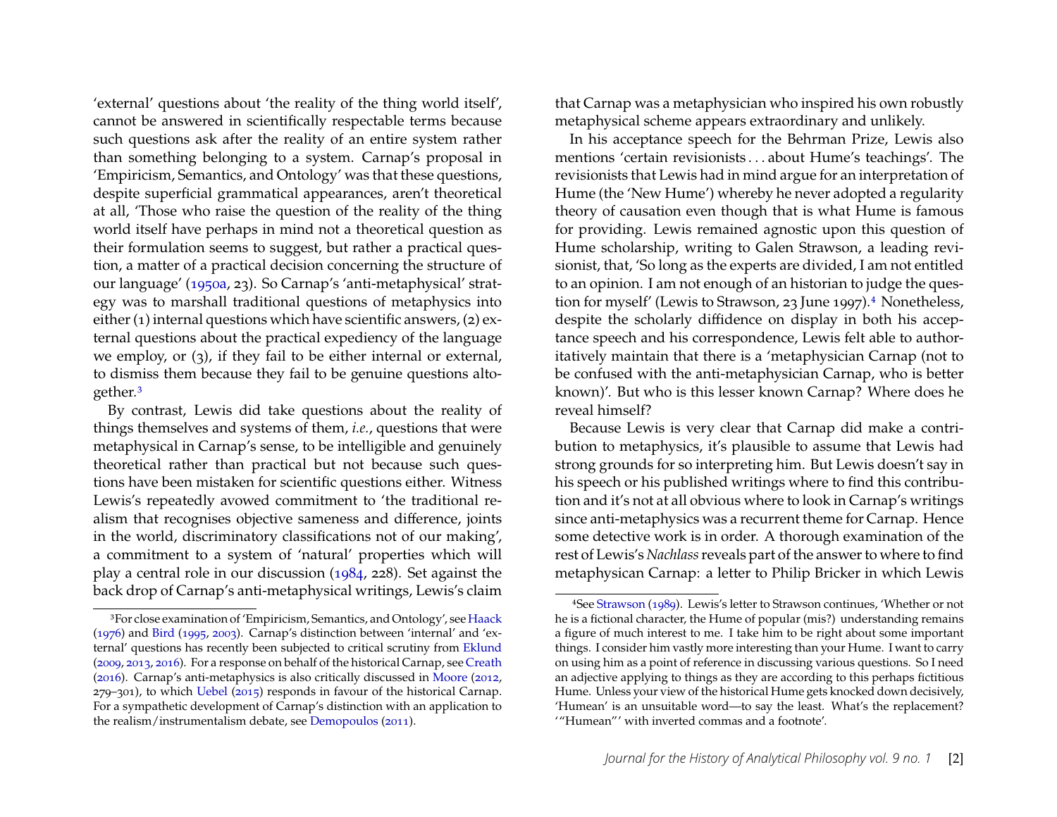'external' questions about 'the reality of the thing world itself', cannot be answered in scientifically respectable terms because such questions ask after the reality of an entire system rather than something belonging to a system. Carnap's proposal in 'Empiricism, Semantics, and Ontology' was that these questions, despite superficial grammatical appearances, aren't theoretical at all, 'Those who raise the question of the reality of the thing world itself have perhaps in mind not a theoretical question as their formulation seems to suggest, but rather a practical question, a matter of a practical decision concerning the structure of our language' (1950a, 23). So Carnap's 'anti-metaphysical' strategy was to marshall traditional questions of metaphysics into either (1) internal questions which have scientific answers, (2) external questions about the practical expediency of the language we employ, or (3), if they fail to be either internal or external, to dismiss them because they fail to be genuine questions altogether.[3]

By contrast, Lewis did take questions about the reality of things themselves and systems of them, *i.e.*, questions that were metaphysical in Carnap's sense, to be intelligible and genuinely theoretical rather than practical but not because such questions have been mistaken for scientific questions either. Witness Lewis's repeatedly avowed commitment to 'the traditional realism that recognises objective sameness and difference, joints in the world, discriminatory classifications not of our making', a commitment to a system of 'natural' properties which will play a central role in our discussion (1984, 228). Set against the back drop of Carnap's anti-metaphysical writings, Lewis's claim that Carnap was a metaphysician who inspired his own robustly metaphysical scheme appears extraordinary and unlikely.

In his acceptance speech for the Behrman Prize, Lewis also mentions 'certain revisionists . . . about Hume's teachings'. The revisionists that Lewis had in mind argue for an interpretation of Hume (the 'New Hume') whereby he never adopted a regularity theory of causation even though that is what Hume is famous for providing. Lewis remained agnostic upon this question of Hume scholarship, writing to Galen Strawson, a leading revisionist, that, 'So long as the experts are divided, I am not entitled to an opinion. I am not enough of an historian to judge the question for myself' (Lewis to Strawson, 23 June 1997).[4] Nonetheless, despite the scholarly diffidence on display in both his acceptance speech and his correspondence, Lewis felt able to authoritatively maintain that there is a 'metaphysician Carnap (not to be confused with the anti-metaphysician Carnap, who is better known)'. But who is this lesser known Carnap? Where does he reveal himself?

Because Lewis is very clear that Carnap did make a contribution to metaphysics, it's plausible to assume that Lewis had strong grounds for so interpreting him. But Lewis doesn't say in his speech or his published writings where to find this contribution and it's not at all obvious where to look in Carnap's writings since anti-metaphysics was a recurrent theme for Carnap. Hence some detective work is in order. A thorough examination of the rest of Lewis's *Nachlass* reveals part of the answer to where to find metaphysican Carnap: a letter to Philip Bricker in which Lewis

---

[3]For close examination of 'Empiricism, Semantics, and Ontology', see Haack (1976) and Bird (1995, 2003). Carnap's distinction between 'internal' and 'external' questions has recently been subjected to critical scrutiny from Eklund (2009, 2013, 2016). For a response on behalf of the historical Carnap, see Creath (2016). Carnap's anti-metaphysics is also critically discussed in Moore (2012, 279–301), to which Uebel (2015) responds in favour of the historical Carnap. For a sympathetic development of Carnap's distinction with an application to the realism/instrumentalism debate, see Demopoulos (2011).

[4]See Strawson (1989). Lewis's letter to Strawson continues, 'Whether or not he is a fictional character, the Hume of popular (mis?) understanding remains a figure of much interest to me. I take him to be right about some important things. I consider him vastly more interesting than your Hume. I want to carry on using him as a point of reference in discussing various questions. So I need an adjective applying to things as they are according to this perhaps fictitious Hume. Unless your view of the historical Hume gets knocked down decisively, 'Humean' is an unsuitable word—to say the least. What's the replacement? '"Humean"' with inverted commas and a footnote'.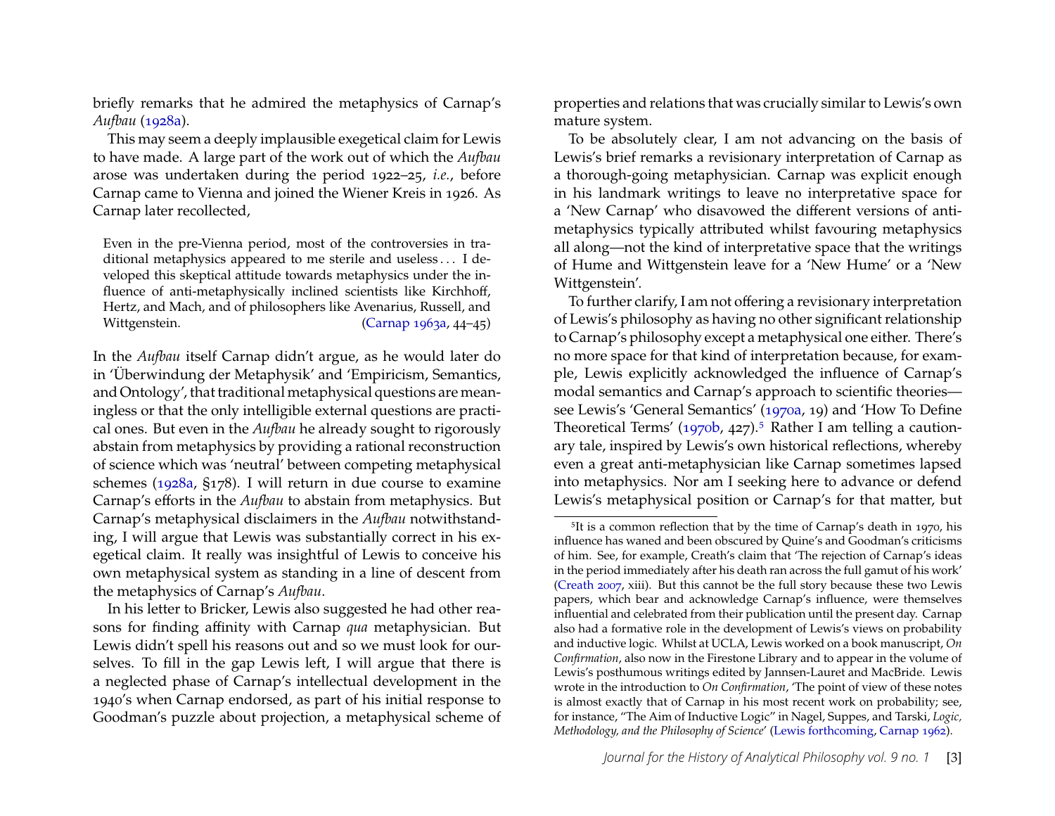briefly remarks that he admired the metaphysics of Carnap's *Aufbau* (1928a).

This may seem a deeply implausible exegetical claim for Lewis to have made. A large part of the work out of which the *Aufbau* arose was undertaken during the period 1922–25, *i.e.*, before Carnap came to Vienna and joined the Wiener Kreis in 1926. As Carnap later recollected,

> Even in the pre-Vienna period, most of the controversies in traditional metaphysics appeared to me sterile and useless . . . I developed this skeptical attitude towards metaphysics under the influence of anti-metaphysically inclined scientists like Kirchhoff, Hertz, and Mach, and of philosophers like Avenarius, Russell, and Wittgenstein. (Carnap 1963a, 44–45)

In the *Aufbau* itself Carnap didn't argue, as he would later do in 'Überwindung der Metaphysik' and 'Empiricism, Semantics, and Ontology', that traditional metaphysical questions are meaningless or that the only intelligible external questions are practical ones. But even in the *Aufbau* he already sought to rigorously abstain from metaphysics by providing a rational reconstruction of science which was 'neutral' between competing metaphysical schemes (1928a, §178). I will return in due course to examine Carnap's efforts in the *Aufbau* to abstain from metaphysics. But Carnap's metaphysical disclaimers in the *Aufbau* notwithstanding, I will argue that Lewis was substantially correct in his exegetical claim. It really was insightful of Lewis to conceive his own metaphysical system as standing in a line of descent from the metaphysics of Carnap's *Aufbau*.

In his letter to Bricker, Lewis also suggested he had other reasons for finding affinity with Carnap *qua* metaphysician. But Lewis didn't spell his reasons out and so we must look for ourselves. To fill in the gap Lewis left, I will argue that there is a neglected phase of Carnap's intellectual development in the 1940's when Carnap endorsed, as part of his initial response to Goodman's puzzle about projection, a metaphysical scheme of properties and relations that was crucially similar to Lewis's own mature system.

To be absolutely clear, I am not advancing on the basis of Lewis's brief remarks a revisionary interpretation of Carnap as a thorough-going metaphysician. Carnap was explicit enough in his landmark writings to leave no interpretative space for a 'New Carnap' who disavowed the different versions of anti-metaphysics typically attributed whilst favouring metaphysics all along—not the kind of interpretative space that the writings of Hume and Wittgenstein leave for a 'New Hume' or a 'New Wittgenstein'.

To further clarify, I am not offering a revisionary interpretation of Lewis's philosophy as having no other significant relationship to Carnap's philosophy except a metaphysical one either. There's no more space for that kind of interpretation because, for example, Lewis explicitly acknowledged the influence of Carnap's modal semantics and Carnap's approach to scientific theories—see Lewis's 'General Semantics' (1970a, 19) and 'How To Define Theoretical Terms' (1970b, 427).[5] Rather I am telling a cautionary tale, inspired by Lewis's own historical reflections, whereby even a great anti-metaphysician like Carnap sometimes lapsed into metaphysics. Nor am I seeking here to advance or defend Lewis's metaphysical position or Carnap's for that matter, but

[5] It is a common reflection that by the time of Carnap's death in 1970, his influence has waned and been obscured by Quine's and Goodman's criticisms of him. See, for example, Creath's claim that 'The rejection of Carnap's ideas in the period immediately after his death ran across the full gamut of his work' (Creath 2007, xiii). But this cannot be the full story because these two Lewis papers, which bear and acknowledge Carnap's influence, were themselves influential and celebrated from their publication until the present day. Carnap also had a formative role in the development of Lewis's views on probability and inductive logic. Whilst at UCLA, Lewis worked on a book manuscript, *On Confirmation*, also now in the Firestone Library and to appear in the volume of Lewis's posthumous writings edited by Jannsen-Lauret and MacBride. Lewis wrote in the introduction to *On Confirmation*, 'The point of view of these notes is almost exactly that of Carnap in his most recent work on probability; see, for instance, "The Aim of Inductive Logic" in Nagel, Suppes, and Tarski, *Logic, Methodology, and the Philosophy of Science*' (Lewis forthcoming, Carnap 1962).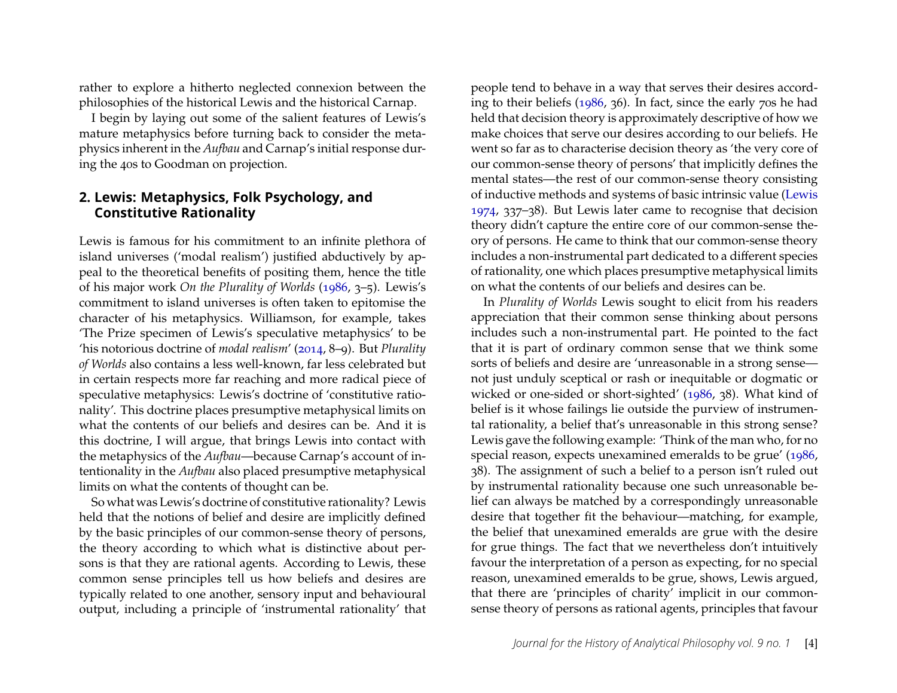rather to explore a hitherto neglected connexion between the philosophies of the historical Lewis and the historical Carnap.

I begin by laying out some of the salient features of Lewis's mature metaphysics before turning back to consider the metaphysics inherent in the *Aufbau* and Carnap's initial response during the 40s to Goodman on projection.

## 2. Lewis: Metaphysics, Folk Psychology, and Constitutive Rationality

Lewis is famous for his commitment to an infinite plethora of island universes ('modal realism') justified abductively by appeal to the theoretical benefits of positing them, hence the title of his major work *On the Plurality of Worlds* (1986, 3–5). Lewis's commitment to island universes is often taken to epitomise the character of his metaphysics. Williamson, for example, takes 'The Prize specimen of Lewis's speculative metaphysics' to be 'his notorious doctrine of *modal realism*' (2014, 8–9). But *Plurality of Worlds* also contains a less well-known, far less celebrated but in certain respects more far reaching and more radical piece of speculative metaphysics: Lewis's doctrine of 'constitutive rationality'. This doctrine places presumptive metaphysical limits on what the contents of our beliefs and desires can be. And it is this doctrine, I will argue, that brings Lewis into contact with the metaphysics of the *Aufbau*—because Carnap's account of intentionality in the *Aufbau* also placed presumptive metaphysical limits on what the contents of thought can be.

So what was Lewis's doctrine of constitutive rationality? Lewis held that the notions of belief and desire are implicitly defined by the basic principles of our common-sense theory of persons, the theory according to which what is distinctive about persons is that they are rational agents. According to Lewis, these common sense principles tell us how beliefs and desires are typically related to one another, sensory input and behavioural output, including a principle of 'instrumental rationality' that people tend to behave in a way that serves their desires according to their beliefs (1986, 36). In fact, since the early 70s he had held that decision theory is approximately descriptive of how we make choices that serve our desires according to our beliefs. He went so far as to characterise decision theory as 'the very core of our common-sense theory of persons' that implicitly defines the mental states—the rest of our common-sense theory consisting of inductive methods and systems of basic intrinsic value (Lewis 1974, 337–38). But Lewis later came to recognise that decision theory didn't capture the entire core of our common-sense theory of persons. He came to think that our common-sense theory includes a non-instrumental part dedicated to a different species of rationality, one which places presumptive metaphysical limits on what the contents of our beliefs and desires can be.

In *Plurality of Worlds* Lewis sought to elicit from his readers appreciation that their common sense thinking about persons includes such a non-instrumental part. He pointed to the fact that it is part of ordinary common sense that we think some sorts of beliefs and desire are 'unreasonable in a strong sense—not just unduly sceptical or rash or inequitable or dogmatic or wicked or one-sided or short-sighted' (1986, 38). What kind of belief is it whose failings lie outside the purview of instrumental rationality, a belief that's unreasonable in this strong sense? Lewis gave the following example: 'Think of the man who, for no special reason, expects unexamined emeralds to be grue' (1986, 38). The assignment of such a belief to a person isn't ruled out by instrumental rationality because one such unreasonable belief can always be matched by a correspondingly unreasonable desire that together fit the behaviour—matching, for example, the belief that unexamined emeralds are grue with the desire for grue things. The fact that we nevertheless don't intuitively favour the interpretation of a person as expecting, for no special reason, unexamined emeralds to be grue, shows, Lewis argued, that there are 'principles of charity' implicit in our common-sense theory of persons as rational agents, principles that favour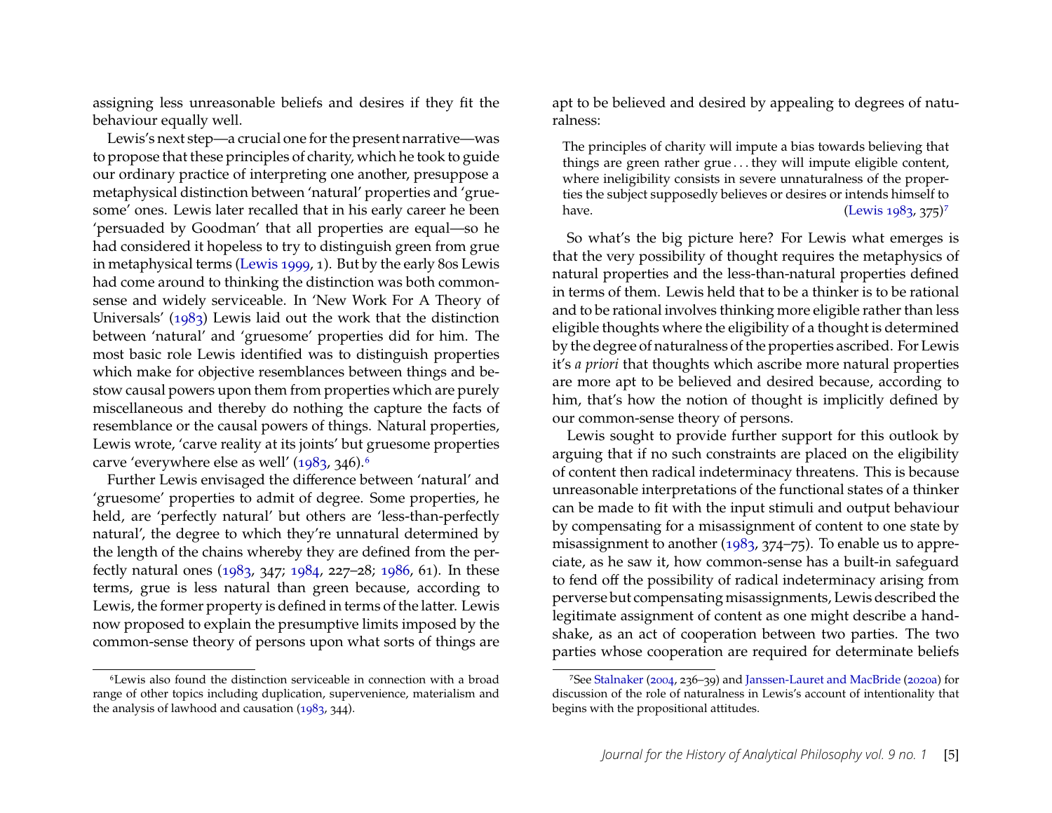assigning less unreasonable beliefs and desires if they fit the behaviour equally well.

Lewis's next step—a crucial one for the present narrative—was to propose that these principles of charity, which he took to guide our ordinary practice of interpreting one another, presuppose a metaphysical distinction between 'natural' properties and 'gruesome' ones. Lewis later recalled that in his early career he been 'persuaded by Goodman' that all properties are equal—so he had considered it hopeless to try to distinguish green from grue in metaphysical terms (Lewis 1999, 1). But by the early 80s Lewis had come around to thinking the distinction was both commonsense and widely serviceable. In 'New Work For A Theory of Universals' (1983) Lewis laid out the work that the distinction between 'natural' and 'gruesome' properties did for him. The most basic role Lewis identified was to distinguish properties which make for objective resemblances between things and bestow causal powers upon them from properties which are purely miscellaneous and thereby do nothing the capture the facts of resemblance or the causal powers of things. Natural properties, Lewis wrote, 'carve reality at its joints' but gruesome properties carve 'everywhere else as well' (1983, 346).[6]

Further Lewis envisaged the difference between 'natural' and 'gruesome' properties to admit of degree. Some properties, he held, are 'perfectly natural' but others are 'less-than-perfectly natural', the degree to which they're unnatural determined by the length of the chains whereby they are defined from the perfectly natural ones (1983, 347; 1984, 227–28; 1986, 61). In these terms, grue is less natural than green because, according to Lewis, the former property is defined in terms of the latter. Lewis now proposed to explain the presumptive limits imposed by the common-sense theory of persons upon what sorts of things are apt to be believed and desired by appealing to degrees of naturalness:

> The principles of charity will impute a bias towards believing that things are green rather grue . . . they will impute eligible content, where ineligibility consists in severe unnaturalness of the properties the subject supposedly believes or desires or intends himself to have. (Lewis 1983, 375)[7]

So what's the big picture here? For Lewis what emerges is that the very possibility of thought requires the metaphysics of natural properties and the less-than-natural properties defined in terms of them. Lewis held that to be a thinker is to be rational and to be rational involves thinking more eligible rather than less eligible thoughts where the eligibility of a thought is determined by the degree of naturalness of the properties ascribed. For Lewis it's *a priori* that thoughts which ascribe more natural properties are more apt to be believed and desired because, according to him, that's how the notion of thought is implicitly defined by our common-sense theory of persons.

Lewis sought to provide further support for this outlook by arguing that if no such constraints are placed on the eligibility of content then radical indeterminacy threatens. This is because unreasonable interpretations of the functional states of a thinker can be made to fit with the input stimuli and output behaviour by compensating for a misassignment of content to one state by misassignment to another (1983, 374–75). To enable us to appreciate, as he saw it, how common-sense has a built-in safeguard to fend off the possibility of radical indeterminacy arising from perverse but compensating misassignments, Lewis described the legitimate assignment of content as one might describe a handshake, as an act of cooperation between two parties. The two parties whose cooperation are required for determinate beliefs

[6] Lewis also found the distinction serviceable in connection with a broad range of other topics including duplication, supervenience, materialism and the analysis of lawhood and causation (1983, 344).

[7] See Stalnaker (2004, 236–39) and Janssen-Lauret and MacBride (2020a) for discussion of the role of naturalness in Lewis's account of intentionality that begins with the propositional attitudes.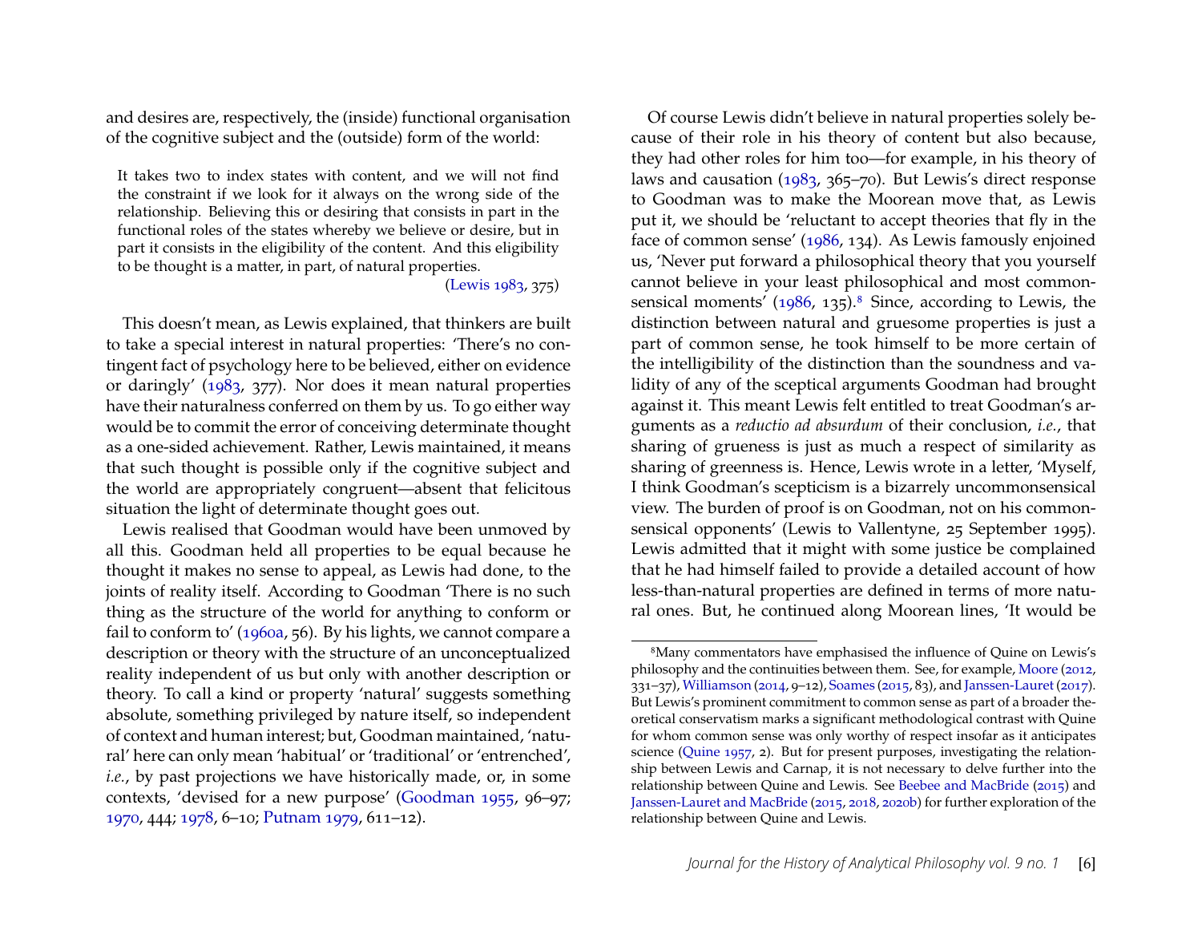and desires are, respectively, the (inside) functional organisation of the cognitive subject and the (outside) form of the world:

> It takes two to index states with content, and we will not find the constraint if we look for it always on the wrong side of the relationship. Believing this or desiring that consists in part in the functional roles of the states whereby we believe or desire, but in part it consists in the eligibility of the content. And this eligibility to be thought is a matter, in part, of natural properties.
>
> (Lewis 1983, 375)

This doesn't mean, as Lewis explained, that thinkers are built to take a special interest in natural properties: 'There's no contingent fact of psychology here to be believed, either on evidence or daringly' (1983, 377). Nor does it mean natural properties have their naturalness conferred on them by us. To go either way would be to commit the error of conceiving determinate thought as a one-sided achievement. Rather, Lewis maintained, it means that such thought is possible only if the cognitive subject and the world are appropriately congruent—absent that felicitous situation the light of determinate thought goes out.

Lewis realised that Goodman would have been unmoved by all this. Goodman held all properties to be equal because he thought it makes no sense to appeal, as Lewis had done, to the joints of reality itself. According to Goodman 'There is no such thing as the structure of the world for anything to conform or fail to conform to' (1960a, 56). By his lights, we cannot compare a description or theory with the structure of an unconceptualized reality independent of us but only with another description or theory. To call a kind or property 'natural' suggests something absolute, something privileged by nature itself, so independent of context and human interest; but, Goodman maintained, 'natural' here can only mean 'habitual' or 'traditional' or 'entrenched', *i.e.*, by past projections we have historically made, or, in some contexts, 'devised for a new purpose' (Goodman 1955, 96–97; 1970, 444; 1978, 6–10; Putnam 1979, 611–12).

Of course Lewis didn't believe in natural properties solely because of their role in his theory of content but also because, they had other roles for him too—for example, in his theory of laws and causation (1983, 365–70). But Lewis's direct response to Goodman was to make the Moorean move that, as Lewis put it, we should be 'reluctant to accept theories that fly in the face of common sense' (1986, 134). As Lewis famously enjoined us, 'Never put forward a philosophical theory that you yourself cannot believe in your least philosophical and most commonsensical moments' (1986, 135).[8] Since, according to Lewis, the distinction between natural and gruesome properties is just a part of common sense, he took himself to be more certain of the intelligibility of the distinction than the soundness and validity of any of the sceptical arguments Goodman had brought against it. This meant Lewis felt entitled to treat Goodman's arguments as a *reductio ad absurdum* of their conclusion, *i.e.*, that sharing of grueness is just as much a respect of similarity as sharing of greenness is. Hence, Lewis wrote in a letter, 'Myself, I think Goodman's scepticism is a bizarrely uncommonsensical view. The burden of proof is on Goodman, not on his commonsensical opponents' (Lewis to Vallentyne, 25 September 1995). Lewis admitted that it might with some justice be complained that he had himself failed to provide a detailed account of how less-than-natural properties are defined in terms of more natural ones. But, he continued along Moorean lines, 'It would be

---

[8] Many commentators have emphasised the influence of Quine on Lewis's philosophy and the continuities between them. See, for example, Moore (2012, 331–37), Williamson (2014, 9–12), Soames (2015, 83), and Janssen-Lauret (2017). But Lewis's prominent commitment to common sense as part of a broader theoretical conservatism marks a significant methodological contrast with Quine for whom common sense was only worthy of respect insofar as it anticipates science (Quine 1957, 2). But for present purposes, investigating the relationship between Lewis and Carnap, it is not necessary to delve further into the relationship between Quine and Lewis. See Beebee and MacBride (2015) and Janssen-Lauret and MacBride (2015, 2018, 2020b) for further exploration of the relationship between Quine and Lewis.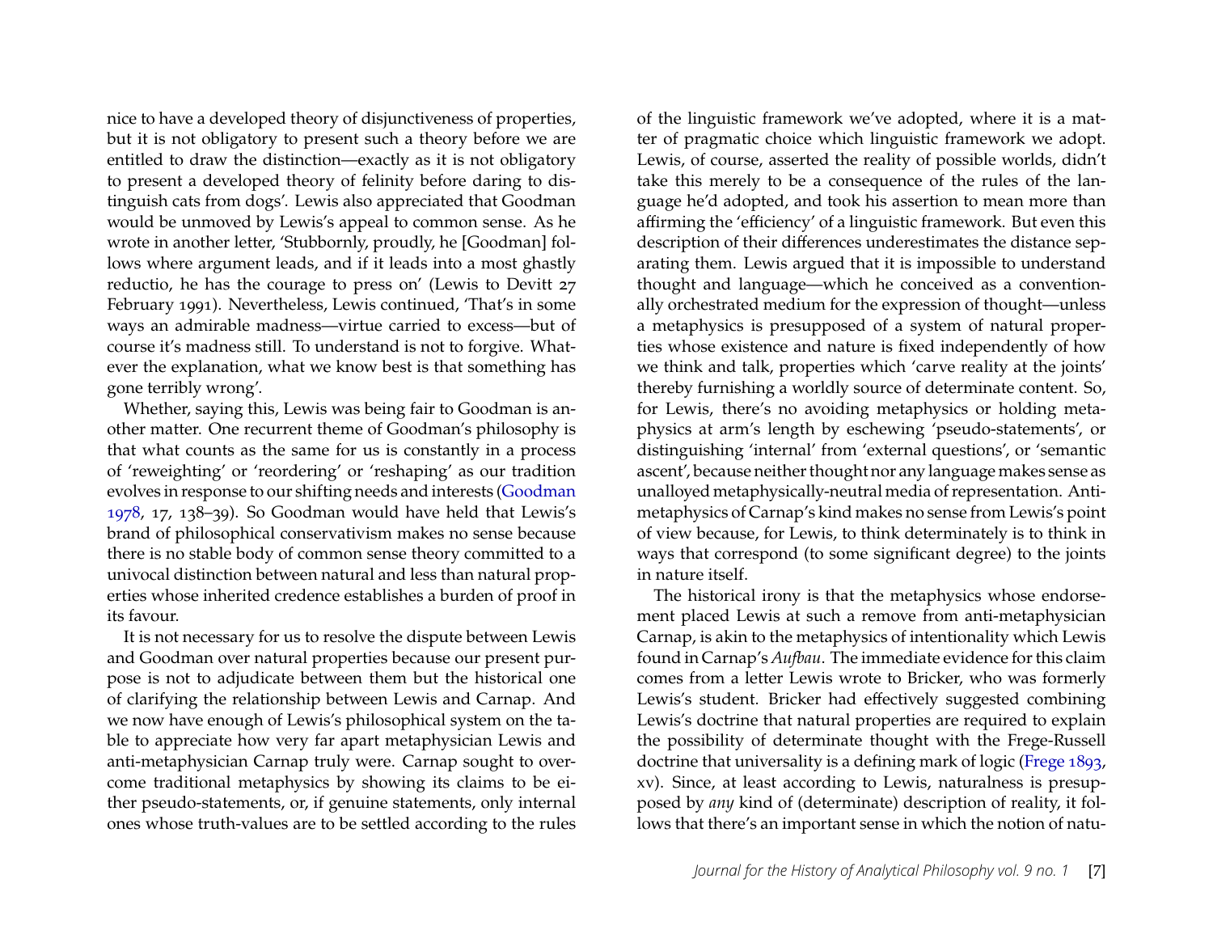nice to have a developed theory of disjunctiveness of properties, but it is not obligatory to present such a theory before we are entitled to draw the distinction—exactly as it is not obligatory to present a developed theory of felinity before daring to distinguish cats from dogs'. Lewis also appreciated that Goodman would be unmoved by Lewis's appeal to common sense. As he wrote in another letter, 'Stubbornly, proudly, he [Goodman] follows where argument leads, and if it leads into a most ghastly reductio, he has the courage to press on' (Lewis to Devitt 27 February 1991). Nevertheless, Lewis continued, 'That's in some ways an admirable madness—virtue carried to excess—but of course it's madness still. To understand is not to forgive. Whatever the explanation, what we know best is that something has gone terribly wrong'.

Whether, saying this, Lewis was being fair to Goodman is another matter. One recurrent theme of Goodman's philosophy is that what counts as the same for us is constantly in a process of 'reweighting' or 'reordering' or 'reshaping' as our tradition evolves in response to our shifting needs and interests (Goodman 1978, 17, 138–39). So Goodman would have held that Lewis's brand of philosophical conservativism makes no sense because there is no stable body of common sense theory committed to a univocal distinction between natural and less than natural properties whose inherited credence establishes a burden of proof in its favour.

It is not necessary for us to resolve the dispute between Lewis and Goodman over natural properties because our present purpose is not to adjudicate between them but the historical one of clarifying the relationship between Lewis and Carnap. And we now have enough of Lewis's philosophical system on the table to appreciate how very far apart metaphysician Lewis and anti-metaphysician Carnap truly were. Carnap sought to overcome traditional metaphysics by showing its claims to be either pseudo-statements, or, if genuine statements, only internal ones whose truth-values are to be settled according to the rules of the linguistic framework we've adopted, where it is a matter of pragmatic choice which linguistic framework we adopt. Lewis, of course, asserted the reality of possible worlds, didn't take this merely to be a consequence of the rules of the language he'd adopted, and took his assertion to mean more than affirming the 'efficiency' of a linguistic framework. But even this description of their differences underestimates the distance separating them. Lewis argued that it is impossible to understand thought and language—which he conceived as a conventionally orchestrated medium for the expression of thought—unless a metaphysics is presupposed of a system of natural properties whose existence and nature is fixed independently of how we think and talk, properties which 'carve reality at the joints' thereby furnishing a worldly source of determinate content. So, for Lewis, there's no avoiding metaphysics or holding metaphysics at arm's length by eschewing 'pseudo-statements', or distinguishing 'internal' from 'external questions', or 'semantic ascent', because neither thought nor any language makes sense as unalloyed metaphysically-neutral media of representation. Anti-metaphysics of Carnap's kind makes no sense from Lewis's point of view because, for Lewis, to think determinately is to think in ways that correspond (to some significant degree) to the joints in nature itself.

The historical irony is that the metaphysics whose endorsement placed Lewis at such a remove from anti-metaphysician Carnap, is akin to the metaphysics of intentionality which Lewis found in Carnap's *Aufbau*. The immediate evidence for this claim comes from a letter Lewis wrote to Bricker, who was formerly Lewis's student. Bricker had effectively suggested combining Lewis's doctrine that natural properties are required to explain the possibility of determinate thought with the Frege-Russell doctrine that universality is a defining mark of logic (Frege 1893, xv). Since, at least according to Lewis, naturalness is presupposed by *any* kind of (determinate) description of reality, it follows that there's an important sense in which the notion of natu-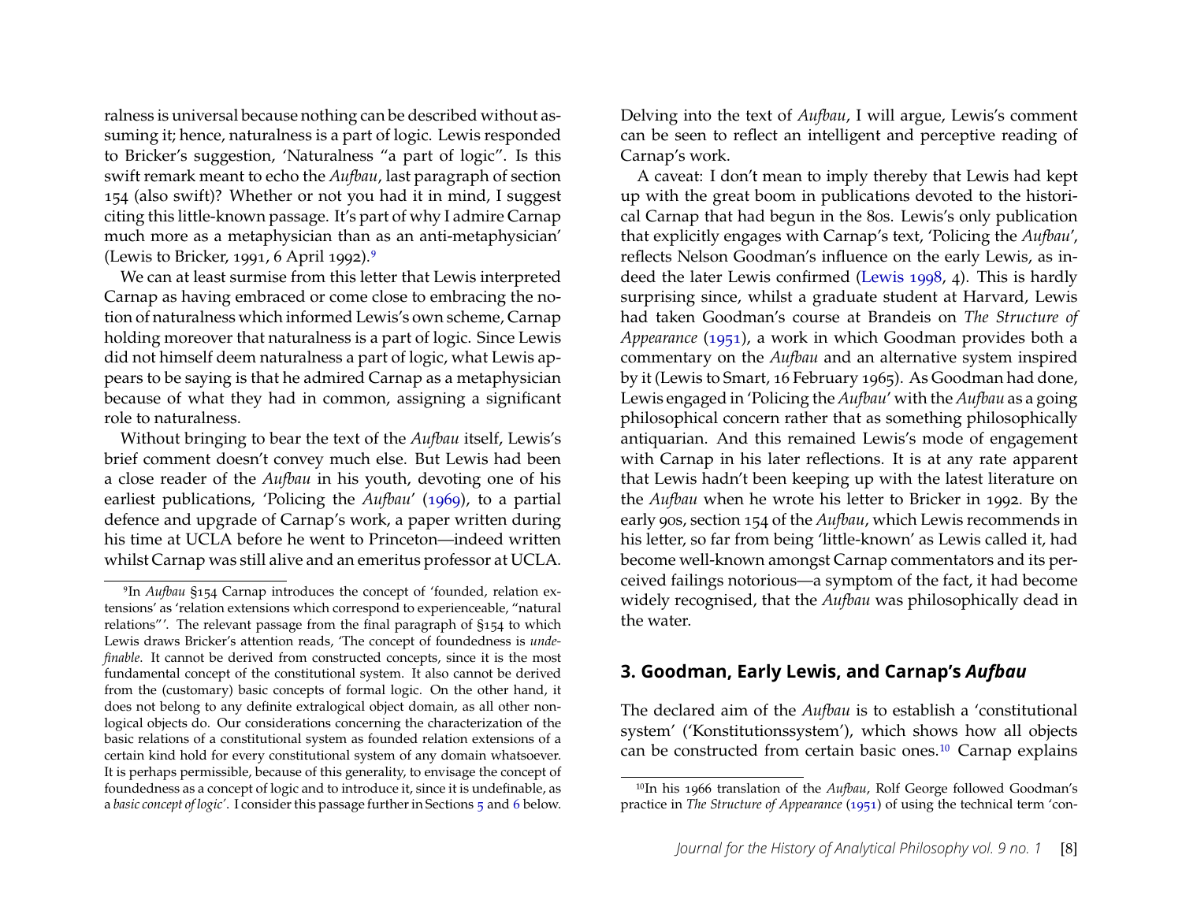ralness is universal because nothing can be described without assuming it; hence, naturalness is a part of logic. Lewis responded to Bricker's suggestion, 'Naturalness "a part of logic". Is this swift remark meant to echo the *Aufbau*, last paragraph of section 154 (also swift)? Whether or not you had it in mind, I suggest citing this little-known passage. It's part of why I admire Carnap much more as a metaphysician than as an anti-metaphysician' (Lewis to Bricker, 1991, 6 April 1992).[9]

We can at least surmise from this letter that Lewis interpreted Carnap as having embraced or come close to embracing the notion of naturalness which informed Lewis's own scheme, Carnap holding moreover that naturalness is a part of logic. Since Lewis did not himself deem naturalness a part of logic, what Lewis appears to be saying is that he admired Carnap as a metaphysician because of what they had in common, assigning a significant role to naturalness.

Without bringing to bear the text of the *Aufbau* itself, Lewis's brief comment doesn't convey much else. But Lewis had been a close reader of the *Aufbau* in his youth, devoting one of his earliest publications, 'Policing the *Aufbau*' (1969), to a partial defence and upgrade of Carnap's work, a paper written during his time at UCLA before he went to Princeton—indeed written whilst Carnap was still alive and an emeritus professor at UCLA. Delving into the text of *Aufbau*, I will argue, Lewis's comment can be seen to reflect an intelligent and perceptive reading of Carnap's work.

A caveat: I don't mean to imply thereby that Lewis had kept up with the great boom in publications devoted to the historical Carnap that had begun in the 80s. Lewis's only publication that explicitly engages with Carnap's text, 'Policing the *Aufbau*', reflects Nelson Goodman's influence on the early Lewis, as indeed the later Lewis confirmed (Lewis 1998, 4). This is hardly surprising since, whilst a graduate student at Harvard, Lewis had taken Goodman's course at Brandeis on *The Structure of Appearance* (1951), a work in which Goodman provides both a commentary on the *Aufbau* and an alternative system inspired by it (Lewis to Smart, 16 February 1965). As Goodman had done, Lewis engaged in 'Policing the *Aufbau*' with the *Aufbau* as a going philosophical concern rather that as something philosophically antiquarian. And this remained Lewis's mode of engagement with Carnap in his later reflections. It is at any rate apparent that Lewis hadn't been keeping up with the latest literature on the *Aufbau* when he wrote his letter to Bricker in 1992. By the early 90s, section 154 of the *Aufbau*, which Lewis recommends in his letter, so far from being 'little-known' as Lewis called it, had become well-known amongst Carnap commentators and its perceived failings notorious—a symptom of the fact, it had become widely recognised, that the *Aufbau* was philosophically dead in the water.

## 3. Goodman, Early Lewis, and Carnap's *Aufbau*

The declared aim of the *Aufbau* is to establish a 'constitutional system' ('Konstitutionssystem'), which shows how all objects can be constructed from certain basic ones.[10] Carnap explains

[9] In *Aufbau* §154 Carnap introduces the concept of 'founded, relation extensions' as 'relation extensions which correspond to experienceable, "natural relations"'. The relevant passage from the final paragraph of §154 to which Lewis draws Bricker's attention reads, 'The concept of foundedness is *undefinable*. It cannot be derived from constructed concepts, since it is the most fundamental concept of the constitutional system. It also cannot be derived from the (customary) basic concepts of formal logic. On the other hand, it does not belong to any definite extralogical object domain, as all other nonlogical objects do. Our considerations concerning the characterization of the basic relations of a constitutional system as founded relation extensions of a certain kind hold for every constitutional system of any domain whatsoever. It is perhaps permissible, because of this generality, to envisage the concept of foundedness as a concept of logic and to introduce it, since it is undefinable, as a *basic concept of logic*'. I consider this passage further in Sections 5 and 6 below.

[10] In his 1966 translation of the *Aufbau*, Rolf George followed Goodman's practice in *The Structure of Appearance* (1951) of using the technical term 'con-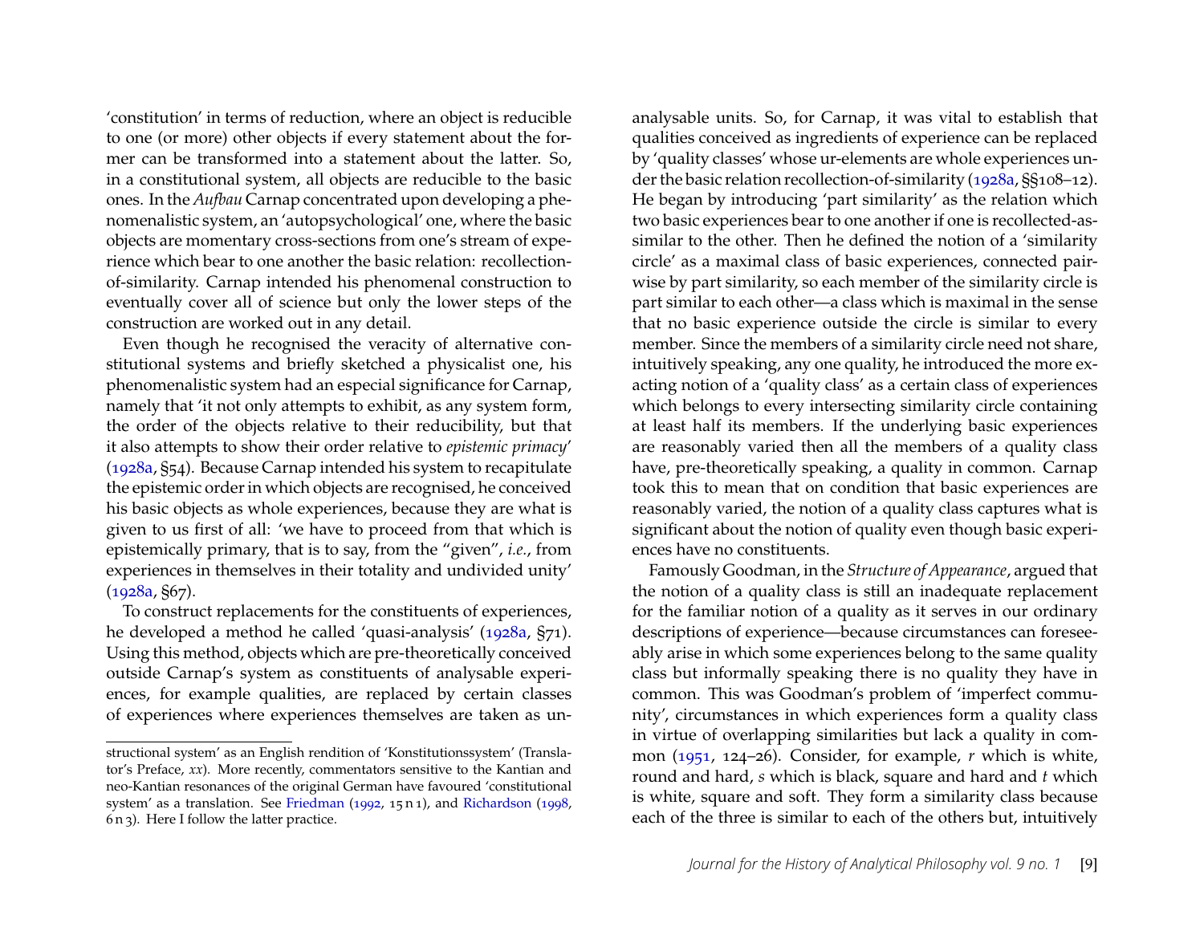'constitution' in terms of reduction, where an object is reducible to one (or more) other objects if every statement about the former can be transformed into a statement about the latter. So, in a constitutional system, all objects are reducible to the basic ones. In the *Aufbau* Carnap concentrated upon developing a phenomenalistic system, an 'autopsychological' one, where the basic objects are momentary cross-sections from one's stream of experience which bear to one another the basic relation: recollection-of-similarity. Carnap intended his phenomenal construction to eventually cover all of science but only the lower steps of the construction are worked out in any detail.

Even though he recognised the veracity of alternative constitutional systems and briefly sketched a physicalist one, his phenomenalistic system had an especial significance for Carnap, namely that 'it not only attempts to exhibit, as any system form, the order of the objects relative to their reducibility, but that it also attempts to show their order relative to *epistemic primacy*' (1928a, §54). Because Carnap intended his system to recapitulate the epistemic order in which objects are recognised, he conceived his basic objects as whole experiences, because they are what is given to us first of all: 'we have to proceed from that which is epistemically primary, that is to say, from the "given", *i.e.*, from experiences in themselves in their totality and undivided unity' (1928a, §67).

To construct replacements for the constituents of experiences, he developed a method he called 'quasi-analysis' (1928a, §71). Using this method, objects which are pre-theoretically conceived outside Carnap's system as constituents of analysable experiences, for example qualities, are replaced by certain classes of experiences where experiences themselves are taken as unanalysable units. So, for Carnap, it was vital to establish that qualities conceived as ingredients of experience can be replaced by 'quality classes' whose ur-elements are whole experiences under the basic relation recollection-of-similarity (1928a, §§108–12). He began by introducing 'part similarity' as the relation which two basic experiences bear to one another if one is recollected-as-similar to the other. Then he defined the notion of a 'similarity circle' as a maximal class of basic experiences, connected pairwise by part similarity, so each member of the similarity circle is part similar to each other—a class which is maximal in the sense that no basic experience outside the circle is similar to every member. Since the members of a similarity circle need not share, intuitively speaking, any one quality, he introduced the more exacting notion of a 'quality class' as a certain class of experiences which belongs to every intersecting similarity circle containing at least half its members. If the underlying basic experiences are reasonably varied then all the members of a quality class have, pre-theoretically speaking, a quality in common. Carnap took this to mean that on condition that basic experiences are reasonably varied, the notion of a quality class captures what is significant about the notion of quality even though basic experiences have no constituents.

Famously Goodman, in the *Structure of Appearance*, argued that the notion of a quality class is still an inadequate replacement for the familiar notion of a quality as it serves in our ordinary descriptions of experience—because circumstances can foreseeably arise in which some experiences belong to the same quality class but informally speaking there is no quality they have in common. This was Goodman's problem of 'imperfect community', circumstances in which experiences form a quality class in virtue of overlapping similarities but lack a quality in common (1951, 124–26). Consider, for example, *r* which is white, round and hard, *s* which is black, square and hard and *t* which is white, square and soft. They form a similarity class because each of the three is similar to each of the others but, intuitively

---

structional system' as an English rendition of 'Konstitutionssystem' (Translator's Preface, *xx*). More recently, commentators sensitive to the Kantian and neo-Kantian resonances of the original German have favoured 'constitutional system' as a translation. See Friedman (1992, 15 n 1), and Richardson (1998, 6 n 3). Here I follow the latter practice.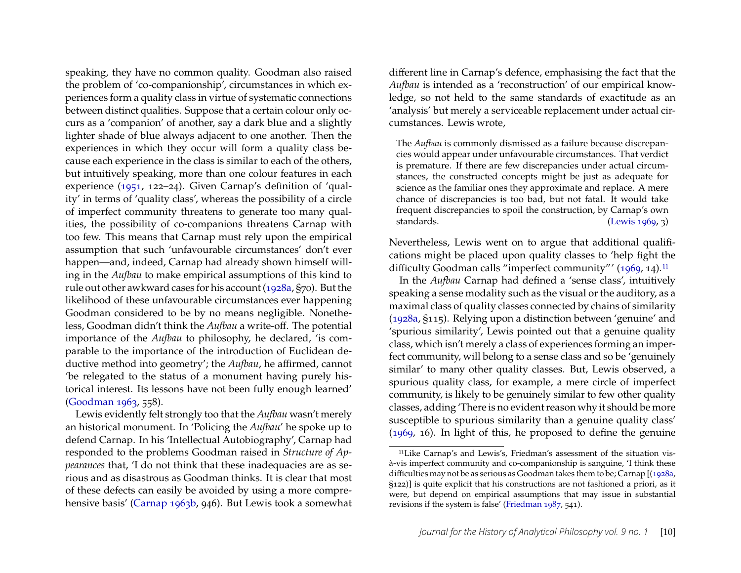speaking, they have no common quality. Goodman also raised the problem of 'co-companionship', circumstances in which experiences form a quality class in virtue of systematic connections between distinct qualities. Suppose that a certain colour only occurs as a 'companion' of another, say a dark blue and a slightly lighter shade of blue always adjacent to one another. Then the experiences in which they occur will form a quality class because each experience in the class is similar to each of the others, but intuitively speaking, more than one colour features in each experience (1951, 122–24). Given Carnap's definition of 'quality' in terms of 'quality class', whereas the possibility of a circle of imperfect community threatens to generate too many qualities, the possibility of co-companions threatens Carnap with too few. This means that Carnap must rely upon the empirical assumption that such 'unfavourable circumstances' don't ever happen—and, indeed, Carnap had already shown himself willing in the *Aufbau* to make empirical assumptions of this kind to rule out other awkward cases for his account (1928a, §70). But the likelihood of these unfavourable circumstances ever happening Goodman considered to be by no means negligible. Nonetheless, Goodman didn't think the *Aufbau* a write-off. The potential importance of the *Aufbau* to philosophy, he declared, 'is comparable to the importance of the introduction of Euclidean deductive method into geometry'; the *Aufbau*, he affirmed, cannot 'be relegated to the status of a monument having purely historical interest. Its lessons have not been fully enough learned' (Goodman 1963, 558).

Lewis evidently felt strongly too that the *Aufbau* wasn't merely an historical monument. In 'Policing the *Aufbau*' he spoke up to defend Carnap. In his 'Intellectual Autobiography', Carnap had responded to the problems Goodman raised in *Structure of Appearances* that, 'I do not think that these inadequacies are as serious and as disastrous as Goodman thinks. It is clear that most of these defects can easily be avoided by using a more comprehensive basis' (Carnap 1963b, 946). But Lewis took a somewhat different line in Carnap's defence, emphasising the fact that the *Aufbau* is intended as a 'reconstruction' of our empirical knowledge, so not held to the same standards of exactitude as an 'analysis' but merely a serviceable replacement under actual circumstances. Lewis wrote,

> The *Aufbau* is commonly dismissed as a failure because discrepancies would appear under unfavourable circumstances. That verdict is premature. If there are few discrepancies under actual circumstances, the constructed concepts might be just as adequate for science as the familiar ones they approximate and replace. A mere chance of discrepancies is too bad, but not fatal. It would take frequent discrepancies to spoil the construction, by Carnap's own standards. (Lewis 1969, 3)

Nevertheless, Lewis went on to argue that additional qualifications might be placed upon quality classes to 'help fight the difficulty Goodman calls "imperfect community"' (1969, 14).[11]

In the *Aufbau* Carnap had defined a 'sense class', intuitively speaking a sense modality such as the visual or the auditory, as a maximal class of quality classes connected by chains of similarity (1928a, §115). Relying upon a distinction between 'genuine' and 'spurious similarity', Lewis pointed out that a genuine quality class, which isn't merely a class of experiences forming an imperfect community, will belong to a sense class and so be 'genuinely similar' to many other quality classes. But, Lewis observed, a spurious quality class, for example, a mere circle of imperfect community, is likely to be genuinely similar to few other quality classes, adding 'There is no evident reason why it should be more susceptible to spurious similarity than a genuine quality class' (1969, 16). In light of this, he proposed to define the genuine

[11] Like Carnap's and Lewis's, Friedman's assessment of the situation vis-à-vis imperfect community and co-companionship is sanguine, 'I think these difficulties may not be as serious as Goodman takes them to be; Carnap [(1928a, §122)] is quite explicit that his constructions are not fashioned a priori, as it were, but depend on empirical assumptions that may issue in substantial revisions if the system is false' (Friedman 1987, 541).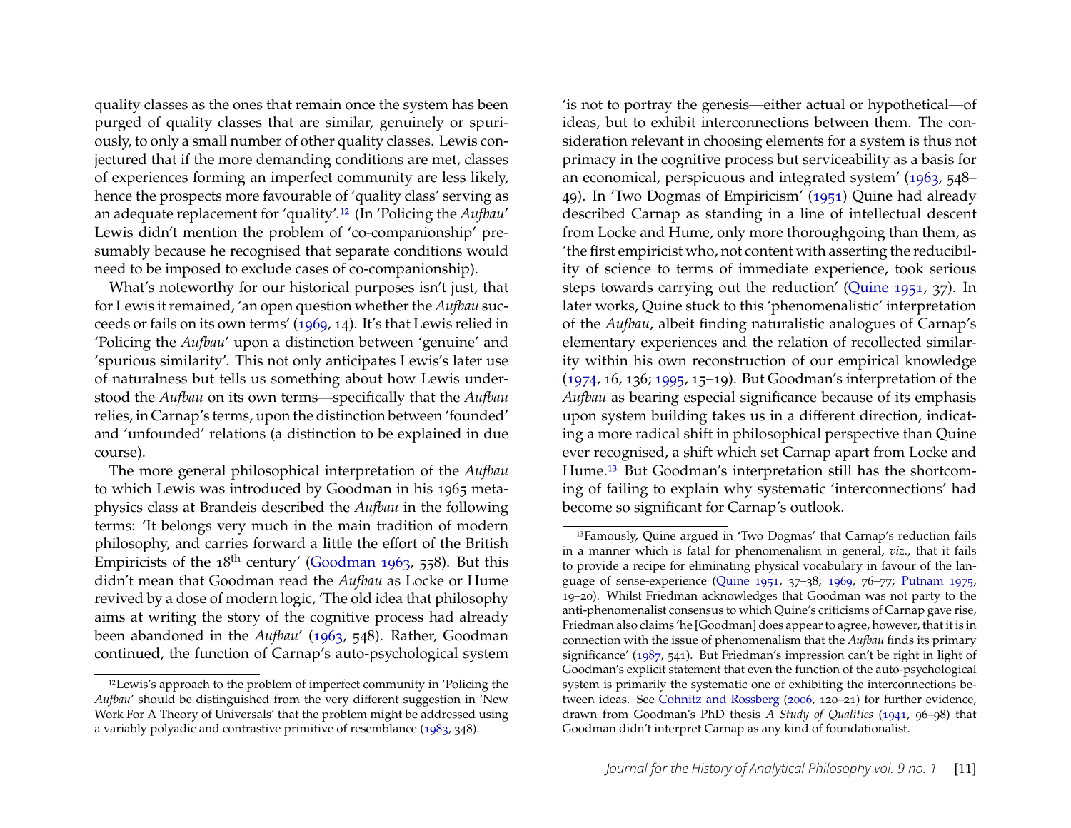quality classes as the ones that remain once the system has been purged of quality classes that are similar, genuinely or spuriously, to only a small number of other quality classes. Lewis conjectured that if the more demanding conditions are met, classes of experiences forming an imperfect community are less likely, hence the prospects more favourable of 'quality class' serving as an adequate replacement for 'quality'.[12] (In 'Policing the *Aufbau*' Lewis didn't mention the problem of 'co-companionship' presumably because he recognised that separate conditions would need to be imposed to exclude cases of co-companionship).

What's noteworthy for our historical purposes isn't just, that for Lewis it remained, 'an open question whether the *Aufbau* succeeds or fails on its own terms' (1969, 14). It's that Lewis relied in 'Policing the *Aufbau*' upon a distinction between 'genuine' and 'spurious similarity'. This not only anticipates Lewis's later use of naturalness but tells us something about how Lewis understood the *Aufbau* on its own terms—specifically that the *Aufbau* relies, in Carnap's terms, upon the distinction between 'founded' and 'unfounded' relations (a distinction to be explained in due course).

The more general philosophical interpretation of the *Aufbau* to which Lewis was introduced by Goodman in his 1965 metaphysics class at Brandeis described the *Aufbau* in the following terms: 'It belongs very much in the main tradition of modern philosophy, and carries forward a little the effort of the British Empiricists of the 18th century' (Goodman 1963, 558). But this didn't mean that Goodman read the *Aufbau* as Locke or Hume revived by a dose of modern logic, 'The old idea that philosophy aims at writing the story of the cognitive process had already been abandoned in the *Aufbau*' (1963, 548). Rather, Goodman continued, the function of Carnap's auto-psychological system 'is not to portray the genesis—either actual or hypothetical—of ideas, but to exhibit interconnections between them. The consideration relevant in choosing elements for a system is thus not primacy in the cognitive process but serviceability as a basis for an economical, perspicuous and integrated system' (1963, 548–49). In 'Two Dogmas of Empiricism' (1951) Quine had already described Carnap as standing in a line of intellectual descent from Locke and Hume, only more thoroughgoing than them, as 'the first empiricist who, not content with asserting the reducibility of science to terms of immediate experience, took serious steps towards carrying out the reduction' (Quine 1951, 37). In later works, Quine stuck to this 'phenomenalistic' interpretation of the *Aufbau*, albeit finding naturalistic analogues of Carnap's elementary experiences and the relation of recollected similarity within his own reconstruction of our empirical knowledge (1974, 16, 136; 1995, 15–19). But Goodman's interpretation of the *Aufbau* as bearing especial significance because of its emphasis upon system building takes us in a different direction, indicating a more radical shift in philosophical perspective than Quine ever recognised, a shift which set Carnap apart from Locke and Hume.[13] But Goodman's interpretation still has the shortcoming of failing to explain why systematic 'interconnections' had become so significant for Carnap's outlook.

---

[12] Lewis's approach to the problem of imperfect community in 'Policing the *Aufbau*' should be distinguished from the very different suggestion in 'New Work For A Theory of Universals' that the problem might be addressed using a variably polyadic and contrastive primitive of resemblance (1983, 348).

[13] Famously, Quine argued in 'Two Dogmas' that Carnap's reduction fails in a manner which is fatal for phenomenalism in general, *viz.*, that it fails to provide a recipe for eliminating physical vocabulary in favour of the language of sense-experience (Quine 1951, 37–38; 1969, 76–77; Putnam 1975, 19–20). Whilst Friedman acknowledges that Goodman was not party to the anti-phenomenalist consensus to which Quine's criticisms of Carnap gave rise, Friedman also claims 'he [Goodman] does appear to agree, however, that it is in connection with the issue of phenomenalism that the *Aufbau* finds its primary significance' (1987, 541). But Friedman's impression can't be right in light of Goodman's explicit statement that even the function of the auto-psychological system is primarily the systematic one of exhibiting the interconnections between ideas. See Cohnitz and Rossberg (2006, 120–21) for further evidence, drawn from Goodman's PhD thesis *A Study of Qualities* (1941, 96–98) that Goodman didn't interpret Carnap as any kind of foundationalist.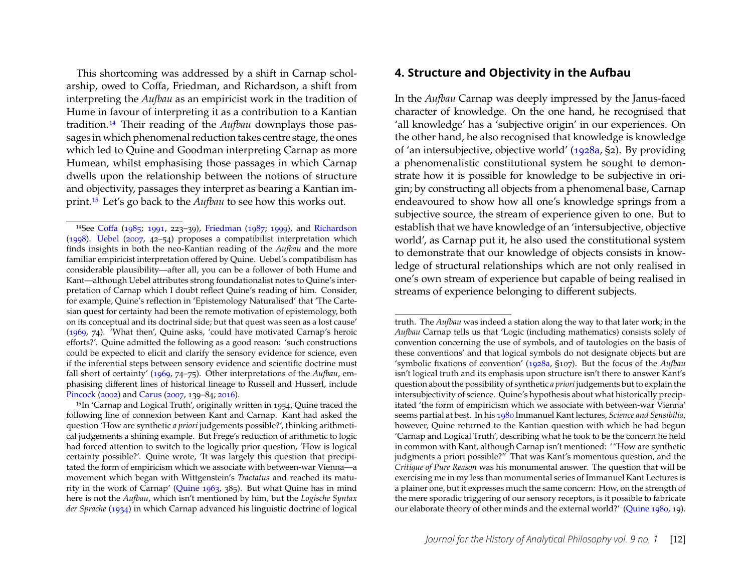This shortcoming was addressed by a shift in Carnap scholarship, owed to Coffa, Friedman, and Richardson, a shift from interpreting the *Aufbau* as an empiricist work in the tradition of Hume in favour of interpreting it as a contribution to a Kantian tradition.[14] Their reading of the *Aufbau* downplays those passages in which phenomenal reduction takes centre stage, the ones which led to Quine and Goodman interpreting Carnap as more Humean, whilst emphasising those passages in which Carnap dwells upon the relationship between the notions of structure and objectivity, passages they interpret as bearing a Kantian imprint.[15] Let's go back to the *Aufbau* to see how this works out.

## 4. Structure and Objectivity in the Aufbau

In the *Aufbau* Carnap was deeply impressed by the Janus-faced character of knowledge. On the one hand, he recognised that 'all knowledge' has a 'subjective origin' in our experiences. On the other hand, he also recognised that knowledge is knowledge of 'an intersubjective, objective world' (1928a, §2). By providing a phenomenalistic constitutional system he sought to demonstrate how it is possible for knowledge to be subjective in origin; by constructing all objects from a phenomenal base, Carnap endeavoured to show how all one's knowledge springs from a subjective source, the stream of experience given to one. But to establish that we have knowledge of an 'intersubjective, objective world', as Carnap put it, he also used the constitutional system to demonstrate that our knowledge of objects consists in knowledge of structural relationships which are not only realised in one's own stream of experience but capable of being realised in streams of experience belonging to different subjects.

---

[14] See Coffa (1985; 1991, 223–39), Friedman (1987; 1999), and Richardson (1998). Uebel (2007, 42–54) proposes a compatibilist interpretation which finds insights in both the neo-Kantian reading of the *Aufbau* and the more familiar empiricist interpretation offered by Quine. Uebel's compatibilism has considerable plausibility—after all, you can be a follower of both Hume and Kant—although Uebel attributes strong foundationalist notes to Quine's interpretation of Carnap which I doubt reflect Quine's reading of him. Consider, for example, Quine's reflection in 'Epistemology Naturalised' that 'The Cartesian quest for certainty had been the remote motivation of epistemology, both on its conceptual and its doctrinal side; but that quest was seen as a lost cause' (1969, 74). 'What then', Quine asks, 'could have motivated Carnap's heroic efforts?'. Quine admitted the following as a good reason: 'such constructions could be expected to elicit and clarify the sensory evidence for science, even if the inferential steps between sensory evidence and scientific doctrine must fall short of certainty' (1969, 74–75). Other interpretations of the *Aufbau*, emphasising different lines of historical lineage to Russell and Husserl, include Pincock (2002) and Carus (2007, 139–84; 2016).

[15] In 'Carnap and Logical Truth', originally written in 1954, Quine traced the following line of connexion between Kant and Carnap. Kant had asked the question 'How are synthetic *a priori* judgements possible?', thinking arithmetical judgements a shining example. But Frege's reduction of arithmetic to logic had forced attention to switch to the logically prior question, 'How is logical certainty possible?'. Quine wrote, 'It was largely this question that precipitated the form of empiricism which we associate with between-war Vienna—a movement which began with Wittgenstein's *Tractatus* and reached its maturity in the work of Carnap' (Quine 1963, 385). But what Quine has in mind here is not the *Aufbau*, which isn't mentioned by him, but the *Logische Syntax der Sprache* (1934) in which Carnap advanced his linguistic doctrine of logical truth. The *Aufbau* was indeed a station along the way to that later work; in the *Aufbau* Carnap tells us that 'Logic (including mathematics) consists solely of convention concerning the use of symbols, and of tautologies on the basis of these conventions' and that logical symbols do not designate objects but are 'symbolic fixations of convention' (1928a, §107). But the focus of the *Aufbau* isn't logical truth and its emphasis upon structure isn't there to answer Kant's question about the possibility of synthetic *a priori* judgements but to explain the intersubjectivity of science. Quine's hypothesis about what historically precipitated 'the form of empiricism which we associate with between-war Vienna' seems partial at best. In his 1980 Immanuel Kant lectures, *Science and Sensibilia*, however, Quine returned to the Kantian question with which he had begun 'Carnap and Logical Truth', describing what he took to be the concern he held in common with Kant, although Carnap isn't mentioned: '"How are synthetic judgments a priori possible?" That was Kant's momentous question, and the *Critique of Pure Reason* was his monumental answer. The question that will be exercising me in my less than monumental series of Immanuel Kant Lectures is a plainer one, but it expresses much the same concern: How, on the strength of the mere sporadic triggering of our sensory receptors, is it possible to fabricate our elaborate theory of other minds and the external world?' (Quine 1980, 19).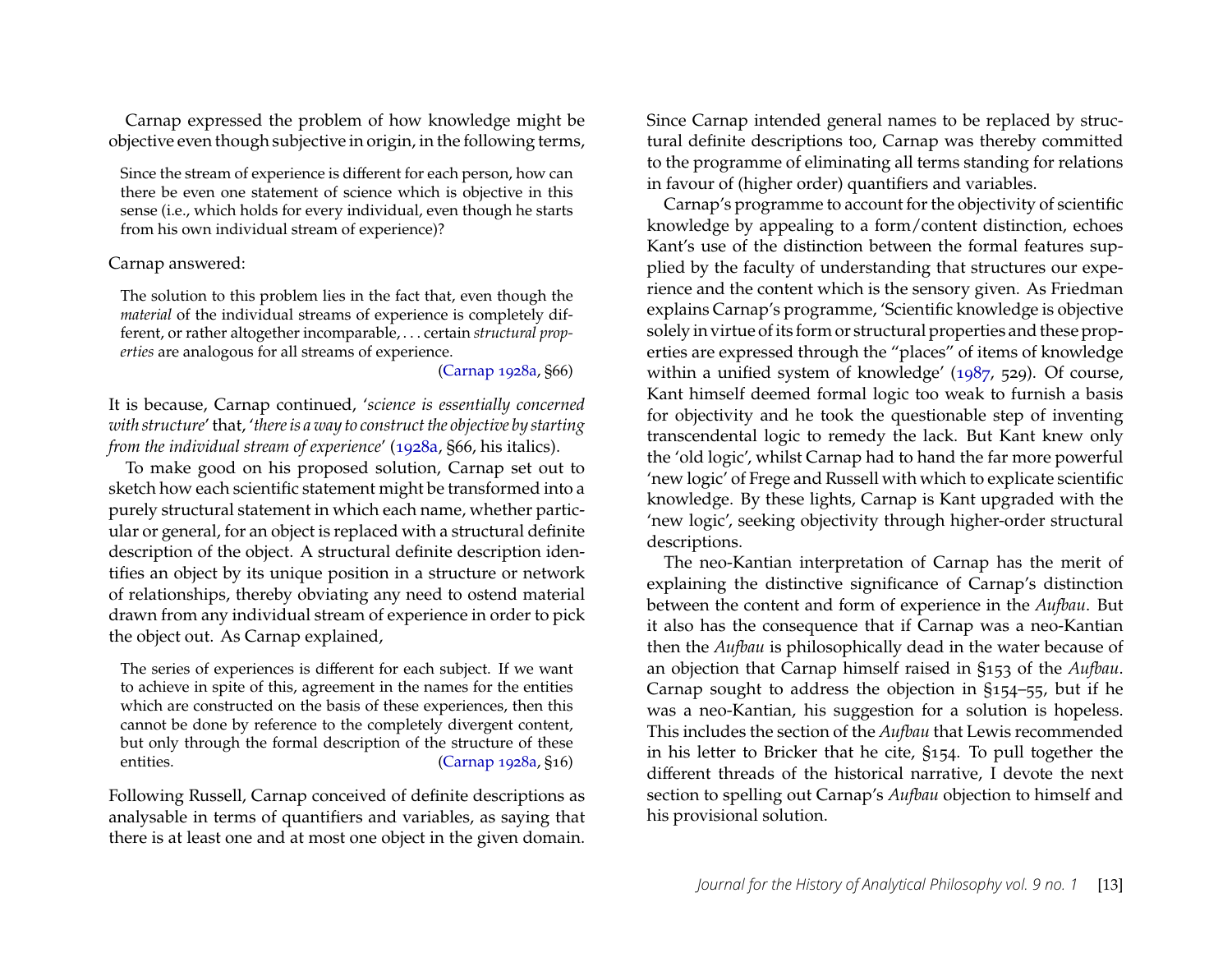Carnap expressed the problem of how knowledge might be objective even though subjective in origin, in the following terms,

> Since the stream of experience is different for each person, how can there be even one statement of science which is objective in this sense (i.e., which holds for every individual, even though he starts from his own individual stream of experience)?

Carnap answered:

> The solution to this problem lies in the fact that, even though the *material* of the individual streams of experience is completely different, or rather altogether incomparable, . . . certain *structural properties* are analogous for all streams of experience. (Carnap 1928a, §66)

It is because, Carnap continued, '*science is essentially concerned with structure*' that, '*there is a way to construct the objective by starting from the individual stream of experience*' (1928a, §66, his italics).

To make good on his proposed solution, Carnap set out to sketch how each scientific statement might be transformed into a purely structural statement in which each name, whether particular or general, for an object is replaced with a structural definite description of the object. A structural definite description identifies an object by its unique position in a structure or network of relationships, thereby obviating any need to ostend material drawn from any individual stream of experience in order to pick the object out. As Carnap explained,

> The series of experiences is different for each subject. If we want to achieve in spite of this, agreement in the names for the entities which are constructed on the basis of these experiences, then this cannot be done by reference to the completely divergent content, but only through the formal description of the structure of these entities. (Carnap 1928a, §16)

Following Russell, Carnap conceived of definite descriptions as analysable in terms of quantifiers and variables, as saying that there is at least one and at most one object in the given domain. Since Carnap intended general names to be replaced by structural definite descriptions too, Carnap was thereby committed to the programme of eliminating all terms standing for relations in favour of (higher order) quantifiers and variables.

Carnap's programme to account for the objectivity of scientific knowledge by appealing to a form/content distinction, echoes Kant's use of the distinction between the formal features supplied by the faculty of understanding that structures our experience and the content which is the sensory given. As Friedman explains Carnap's programme, 'Scientific knowledge is objective solely in virtue of its form or structural properties and these properties are expressed through the "places" of items of knowledge within a unified system of knowledge' (1987, 529). Of course, Kant himself deemed formal logic too weak to furnish a basis for objectivity and he took the questionable step of inventing transcendental logic to remedy the lack. But Kant knew only the 'old logic', whilst Carnap had to hand the far more powerful 'new logic' of Frege and Russell with which to explicate scientific knowledge. By these lights, Carnap is Kant upgraded with the 'new logic', seeking objectivity through higher-order structural descriptions.

The neo-Kantian interpretation of Carnap has the merit of explaining the distinctive significance of Carnap's distinction between the content and form of experience in the *Aufbau*. But it also has the consequence that if Carnap was a neo-Kantian then the *Aufbau* is philosophically dead in the water because of an objection that Carnap himself raised in §153 of the *Aufbau*. Carnap sought to address the objection in §154–55, but if he was a neo-Kantian, his suggestion for a solution is hopeless. This includes the section of the *Aufbau* that Lewis recommended in his letter to Bricker that he cite, §154. To pull together the different threads of the historical narrative, I devote the next section to spelling out Carnap's *Aufbau* objection to himself and his provisional solution.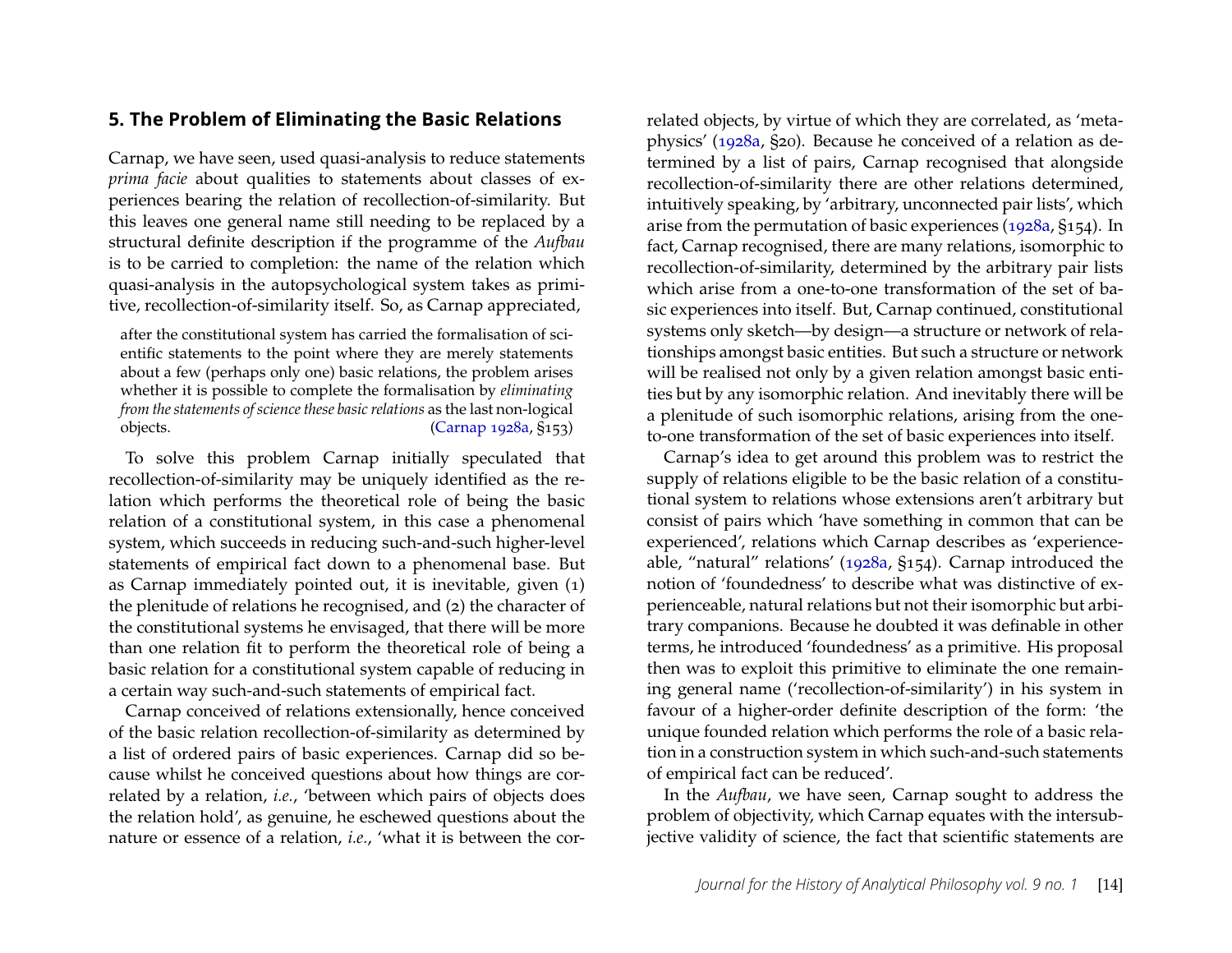## 5. The Problem of Eliminating the Basic Relations

Carnap, we have seen, used quasi-analysis to reduce statements *prima facie* about qualities to statements about classes of experiences bearing the relation of recollection-of-similarity. But this leaves one general name still needing to be replaced by a structural definite description if the programme of the *Aufbau* is to be carried to completion: the name of the relation which quasi-analysis in the autopsychological system takes as primitive, recollection-of-similarity itself. So, as Carnap appreciated,

> after the constitutional system has carried the formalisation of scientific statements to the point where they are merely statements about a few (perhaps only one) basic relations, the problem arises whether it is possible to complete the formalisation by *eliminating from the statements of science these basic relations* as the last non-logical objects. (Carnap 1928a, §153)

To solve this problem Carnap initially speculated that recollection-of-similarity may be uniquely identified as the relation which performs the theoretical role of being the basic relation of a constitutional system, in this case a phenomenal system, which succeeds in reducing such-and-such higher-level statements of empirical fact down to a phenomenal base. But as Carnap immediately pointed out, it is inevitable, given (1) the plenitude of relations he recognised, and (2) the character of the constitutional systems he envisaged, that there will be more than one relation fit to perform the theoretical role of being a basic relation for a constitutional system capable of reducing in a certain way such-and-such statements of empirical fact.

Carnap conceived of relations extensionally, hence conceived of the basic relation recollection-of-similarity as determined by a list of ordered pairs of basic experiences. Carnap did so because whilst he conceived questions about how things are correlated by a relation, *i.e.*, 'between which pairs of objects does the relation hold', as genuine, he eschewed questions about the nature or essence of a relation, *i.e.*, 'what it is between the correlated objects, by virtue of which they are correlated, as 'metaphysics' (1928a, §20). Because he conceived of a relation as determined by a list of pairs, Carnap recognised that alongside recollection-of-similarity there are other relations determined, intuitively speaking, by 'arbitrary, unconnected pair lists', which arise from the permutation of basic experiences (1928a, §154). In fact, Carnap recognised, there are many relations, isomorphic to recollection-of-similarity, determined by the arbitrary pair lists which arise from a one-to-one transformation of the set of basic experiences into itself. But, Carnap continued, constitutional systems only sketch—by design—a structure or network of relationships amongst basic entities. But such a structure or network will be realised not only by a given relation amongst basic entities but by any isomorphic relation. And inevitably there will be a plenitude of such isomorphic relations, arising from the one-to-one transformation of the set of basic experiences into itself.

Carnap's idea to get around this problem was to restrict the supply of relations eligible to be the basic relation of a constitutional system to relations whose extensions aren't arbitrary but consist of pairs which 'have something in common that can be experienced', relations which Carnap describes as 'experienceable, "natural" relations' (1928a, §154). Carnap introduced the notion of 'foundedness' to describe what was distinctive of experienceable, natural relations but not their isomorphic but arbitrary companions. Because he doubted it was definable in other terms, he introduced 'foundedness' as a primitive. His proposal then was to exploit this primitive to eliminate the one remaining general name ('recollection-of-similarity') in his system in favour of a higher-order definite description of the form: 'the unique founded relation which performs the role of a basic relation in a construction system in which such-and-such statements of empirical fact can be reduced'.

In the *Aufbau*, we have seen, Carnap sought to address the problem of objectivity, which Carnap equates with the intersubjective validity of science, the fact that scientific statements are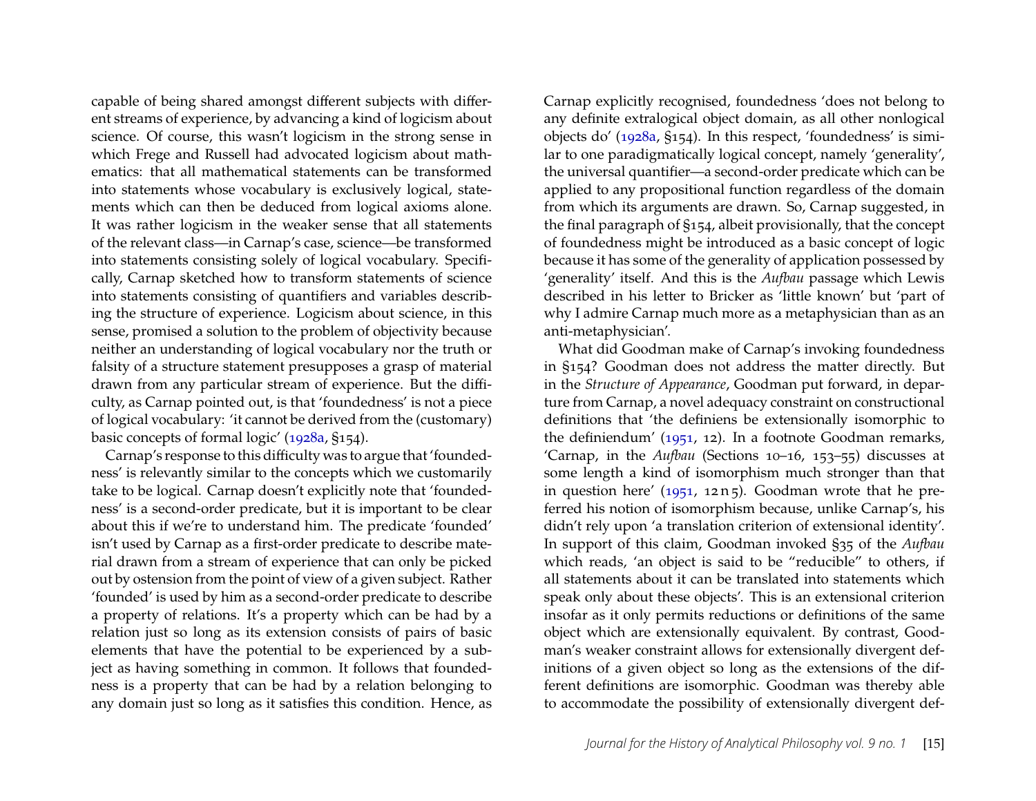capable of being shared amongst different subjects with different streams of experience, by advancing a kind of logicism about science. Of course, this wasn't logicism in the strong sense in which Frege and Russell had advocated logicism about mathematics: that all mathematical statements can be transformed into statements whose vocabulary is exclusively logical, statements which can then be deduced from logical axioms alone. It was rather logicism in the weaker sense that all statements of the relevant class—in Carnap's case, science—be transformed into statements consisting solely of logical vocabulary. Specifically, Carnap sketched how to transform statements of science into statements consisting of quantifiers and variables describing the structure of experience. Logicism about science, in this sense, promised a solution to the problem of objectivity because neither an understanding of logical vocabulary nor the truth or falsity of a structure statement presupposes a grasp of material drawn from any particular stream of experience. But the difficulty, as Carnap pointed out, is that 'foundedness' is not a piece of logical vocabulary: 'it cannot be derived from the (customary) basic concepts of formal logic' (1928a, §154).

Carnap's response to this difficulty was to argue that 'foundedness' is relevantly similar to the concepts which we customarily take to be logical. Carnap doesn't explicitly note that 'foundedness' is a second-order predicate, but it is important to be clear about this if we're to understand him. The predicate 'founded' isn't used by Carnap as a first-order predicate to describe material drawn from a stream of experience that can only be picked out by ostension from the point of view of a given subject. Rather 'founded' is used by him as a second-order predicate to describe a property of relations. It's a property which can be had by a relation just so long as its extension consists of pairs of basic elements that have the potential to be experienced by a subject as having something in common. It follows that foundedness is a property that can be had by a relation belonging to any domain just so long as it satisfies this condition. Hence, as Carnap explicitly recognised, foundedness 'does not belong to any definite extralogical object domain, as all other nonlogical objects do' (1928a, §154). In this respect, 'foundedness' is similar to one paradigmatically logical concept, namely 'generality', the universal quantifier—a second-order predicate which can be applied to any propositional function regardless of the domain from which its arguments are drawn. So, Carnap suggested, in the final paragraph of §154, albeit provisionally, that the concept of foundedness might be introduced as a basic concept of logic because it has some of the generality of application possessed by 'generality' itself. And this is the *Aufbau* passage which Lewis described in his letter to Bricker as 'little known' but 'part of why I admire Carnap much more as a metaphysician than as an anti-metaphysician'.

What did Goodman make of Carnap's invoking foundedness in §154? Goodman does not address the matter directly. But in the *Structure of Appearance*, Goodman put forward, in departure from Carnap, a novel adequacy constraint on constructional definitions that 'the definiens be extensionally isomorphic to the definiendum' (1951, 12). In a footnote Goodman remarks, 'Carnap, in the *Aufbau* (Sections 10–16, 153–55) discusses at some length a kind of isomorphism much stronger than that in question here' (1951, 12 n 5). Goodman wrote that he preferred his notion of isomorphism because, unlike Carnap's, his didn't rely upon 'a translation criterion of extensional identity'. In support of this claim, Goodman invoked §35 of the *Aufbau* which reads, 'an object is said to be "reducible" to others, if all statements about it can be translated into statements which speak only about these objects'. This is an extensional criterion insofar as it only permits reductions or definitions of the same object which are extensionally equivalent. By contrast, Goodman's weaker constraint allows for extensionally divergent definitions of a given object so long as the extensions of the different definitions are isomorphic. Goodman was thereby able to accommodate the possibility of extensionally divergent def-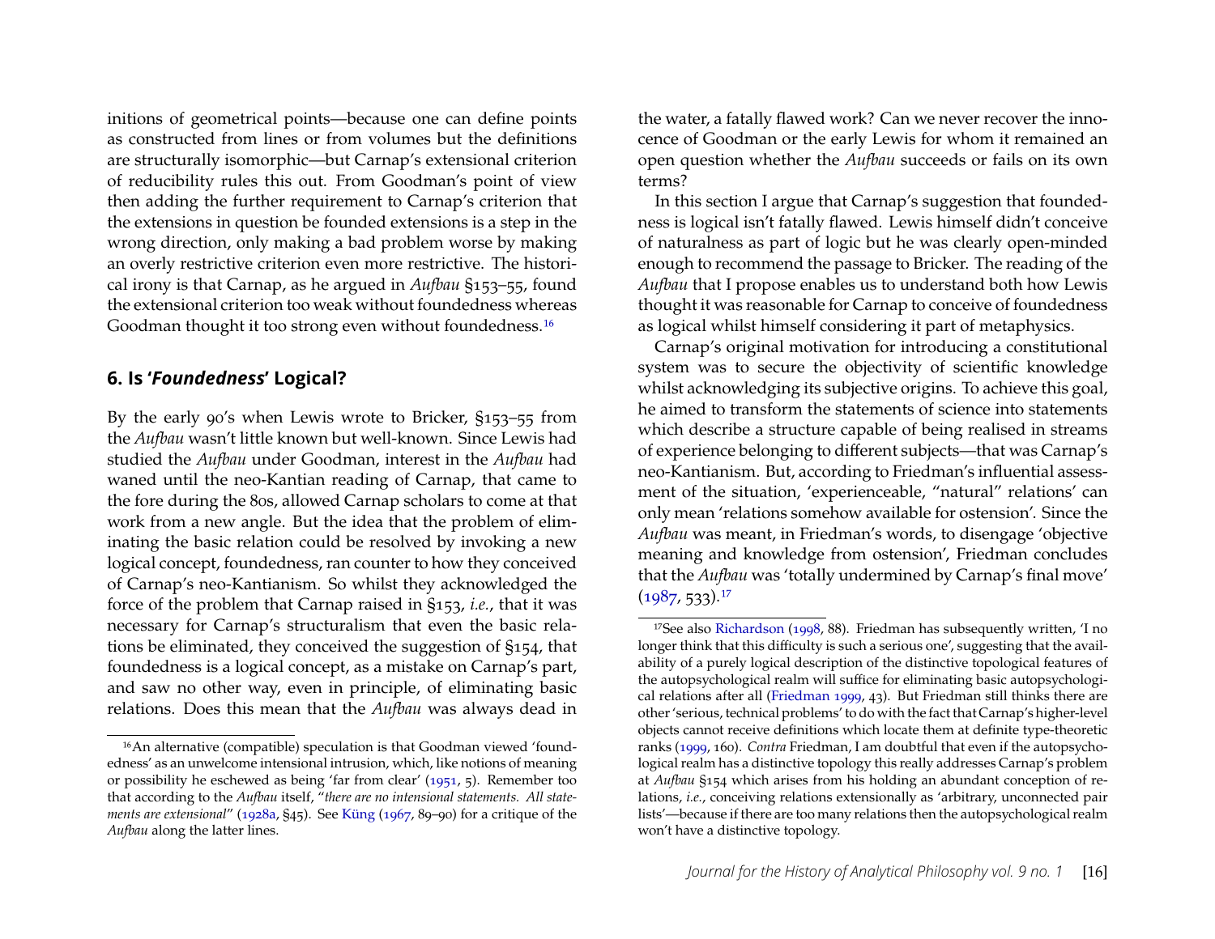initions of geometrical points—because one can define points as constructed from lines or from volumes but the definitions are structurally isomorphic—but Carnap's extensional criterion of reducibility rules this out. From Goodman's point of view then adding the further requirement to Carnap's criterion that the extensions in question be founded extensions is a step in the wrong direction, only making a bad problem worse by making an overly restrictive criterion even more restrictive. The historical irony is that Carnap, as he argued in *Aufbau* §153–55, found the extensional criterion too weak without foundedness whereas Goodman thought it too strong even without foundedness.[16]

## 6. Is '*Foundedness*' Logical?

By the early 90's when Lewis wrote to Bricker, §153–55 from the *Aufbau* wasn't little known but well-known. Since Lewis had studied the *Aufbau* under Goodman, interest in the *Aufbau* had waned until the neo-Kantian reading of Carnap, that came to the fore during the 80s, allowed Carnap scholars to come at that work from a new angle. But the idea that the problem of eliminating the basic relation could be resolved by invoking a new logical concept, foundedness, ran counter to how they conceived of Carnap's neo-Kantianism. So whilst they acknowledged the force of the problem that Carnap raised in §153, *i.e.*, that it was necessary for Carnap's structuralism that even the basic relations be eliminated, they conceived the suggestion of §154, that foundedness is a logical concept, as a mistake on Carnap's part, and saw no other way, even in principle, of eliminating basic relations. Does this mean that the *Aufbau* was always dead in the water, a fatally flawed work? Can we never recover the innocence of Goodman or the early Lewis for whom it remained an open question whether the *Aufbau* succeeds or fails on its own terms?

In this section I argue that Carnap's suggestion that foundedness is logical isn't fatally flawed. Lewis himself didn't conceive of naturalness as part of logic but he was clearly open-minded enough to recommend the passage to Bricker. The reading of the *Aufbau* that I propose enables us to understand both how Lewis thought it was reasonable for Carnap to conceive of foundedness as logical whilst himself considering it part of metaphysics.

Carnap's original motivation for introducing a constitutional system was to secure the objectivity of scientific knowledge whilst acknowledging its subjective origins. To achieve this goal, he aimed to transform the statements of science into statements which describe a structure capable of being realised in streams of experience belonging to different subjects—that was Carnap's neo-Kantianism. But, according to Friedman's influential assessment of the situation, 'experienceable, "natural" relations' can only mean 'relations somehow available for ostension'. Since the *Aufbau* was meant, in Friedman's words, to disengage 'objective meaning and knowledge from ostension', Friedman concludes that the *Aufbau* was 'totally undermined by Carnap's final move' (1987, 533).[17]

[16] An alternative (compatible) speculation is that Goodman viewed 'foundedness' as an unwelcome intensional intrusion, which, like notions of meaning or possibility he eschewed as being 'far from clear' (1951, 5). Remember too that according to the *Aufbau* itself, "*there are no intensional statements. All statements are extensional*" (1928a, §45). See Küng (1967, 89–90) for a critique of the *Aufbau* along the latter lines.

[17] See also Richardson (1998, 88). Friedman has subsequently written, 'I no longer think that this difficulty is such a serious one', suggesting that the availability of a purely logical description of the distinctive topological features of the autopsychological realm will suffice for eliminating basic autopsychological relations after all (Friedman 1999, 43). But Friedman still thinks there are other 'serious, technical problems' to do with the fact that Carnap's higher-level objects cannot receive definitions which locate them at definite type-theoretic ranks (1999, 160). *Contra* Friedman, I am doubtful that even if the autopsychological realm has a distinctive topology this really addresses Carnap's problem at *Aufbau* §154 which arises from his holding an abundant conception of relations, *i.e.*, conceiving relations extensionally as 'arbitrary, unconnected pair lists'—because if there are too many relations then the autopsychological realm won't have a distinctive topology.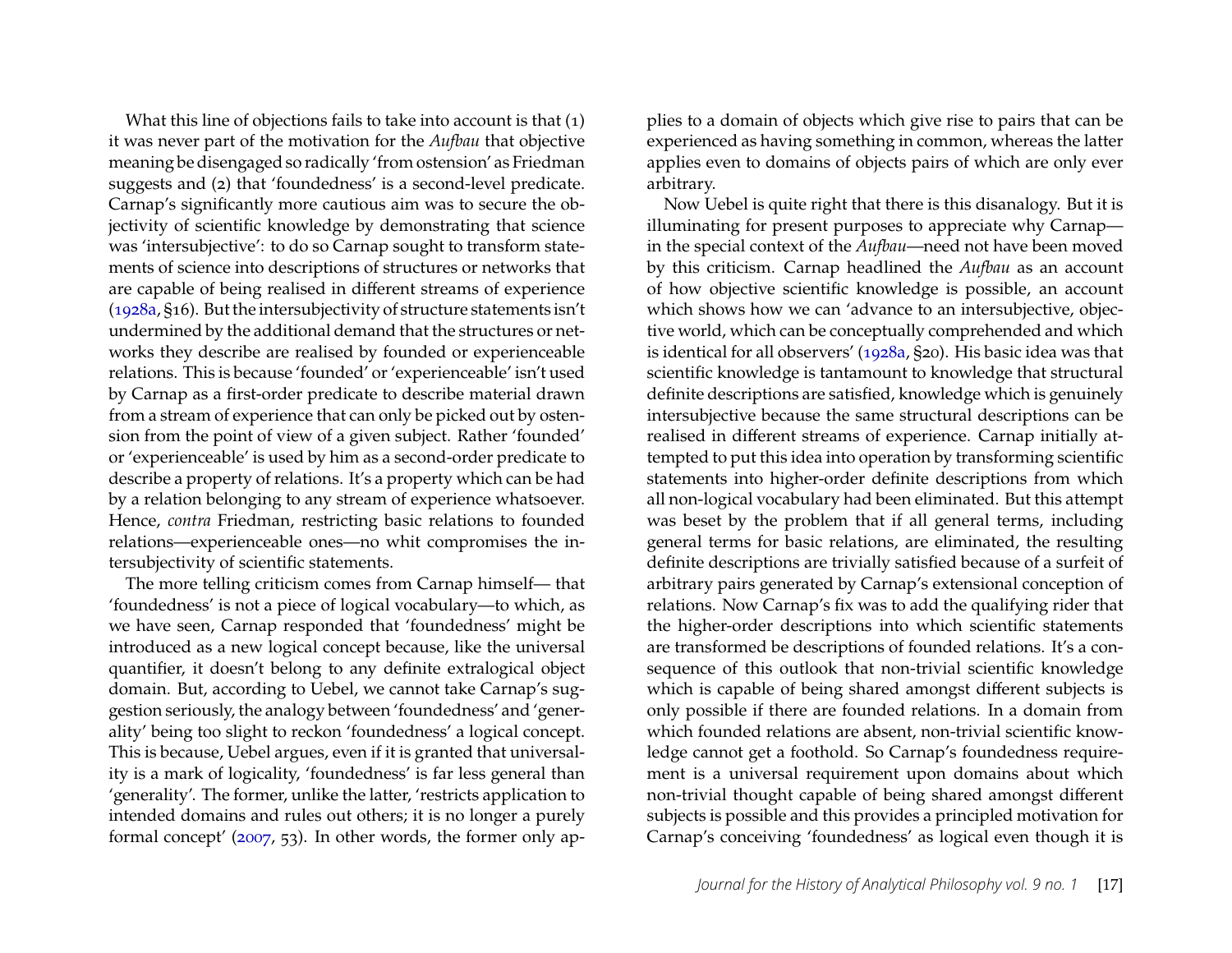What this line of objections fails to take into account is that (1) it was never part of the motivation for the *Aufbau* that objective meaning be disengaged so radically 'from ostension' as Friedman suggests and (2) that 'foundedness' is a second-level predicate. Carnap's significantly more cautious aim was to secure the objectivity of scientific knowledge by demonstrating that science was 'intersubjective': to do so Carnap sought to transform statements of science into descriptions of structures or networks that are capable of being realised in different streams of experience (1928a, §16). But the intersubjectivity of structure statements isn't undermined by the additional demand that the structures or networks they describe are realised by founded or experienceable relations. This is because 'founded' or 'experienceable' isn't used by Carnap as a first-order predicate to describe material drawn from a stream of experience that can only be picked out by ostension from the point of view of a given subject. Rather 'founded' or 'experienceable' is used by him as a second-order predicate to describe a property of relations. It's a property which can be had by a relation belonging to any stream of experience whatsoever. Hence, *contra* Friedman, restricting basic relations to founded relations—experienceable ones—no whit compromises the intersubjectivity of scientific statements.

The more telling criticism comes from Carnap himself— that 'foundedness' is not a piece of logical vocabulary—to which, as we have seen, Carnap responded that 'foundedness' might be introduced as a new logical concept because, like the universal quantifier, it doesn't belong to any definite extralogical object domain. But, according to Uebel, we cannot take Carnap's suggestion seriously, the analogy between 'foundedness' and 'generality' being too slight to reckon 'foundedness' a logical concept. This is because, Uebel argues, even if it is granted that universality is a mark of logicality, 'foundedness' is far less general than 'generality'. The former, unlike the latter, 'restricts application to intended domains and rules out others; it is no longer a purely formal concept' (2007, 53). In other words, the former only applies to a domain of objects which give rise to pairs that can be experienced as having something in common, whereas the latter applies even to domains of objects pairs of which are only ever arbitrary.

Now Uebel is quite right that there is this disanalogy. But it is illuminating for present purposes to appreciate why Carnap—in the special context of the *Aufbau*—need not have been moved by this criticism. Carnap headlined the *Aufbau* as an account of how objective scientific knowledge is possible, an account which shows how we can 'advance to an intersubjective, objective world, which can be conceptually comprehended and which is identical for all observers' (1928a, §20). His basic idea was that scientific knowledge is tantamount to knowledge that structural definite descriptions are satisfied, knowledge which is genuinely intersubjective because the same structural descriptions can be realised in different streams of experience. Carnap initially attempted to put this idea into operation by transforming scientific statements into higher-order definite descriptions from which all non-logical vocabulary had been eliminated. But this attempt was beset by the problem that if all general terms, including general terms for basic relations, are eliminated, the resulting definite descriptions are trivially satisfied because of a surfeit of arbitrary pairs generated by Carnap's extensional conception of relations. Now Carnap's fix was to add the qualifying rider that the higher-order descriptions into which scientific statements are transformed be descriptions of founded relations. It's a consequence of this outlook that non-trivial scientific knowledge which is capable of being shared amongst different subjects is only possible if there are founded relations. In a domain from which founded relations are absent, non-trivial scientific knowledge cannot get a foothold. So Carnap's foundedness requirement is a universal requirement upon domains about which non-trivial thought capable of being shared amongst different subjects is possible and this provides a principled motivation for Carnap's conceiving 'foundedness' as logical even though it is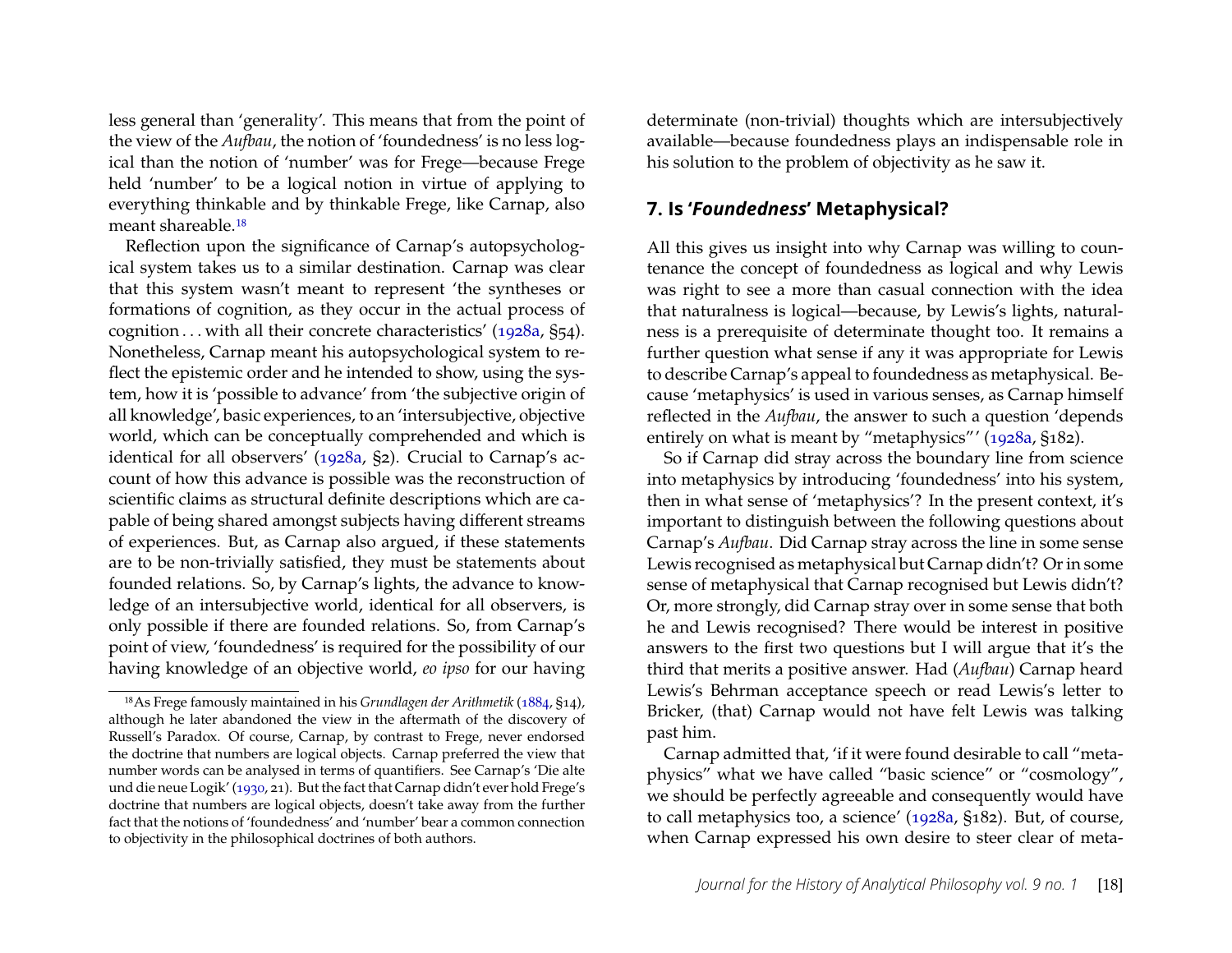less general than 'generality'. This means that from the point of the view of the *Aufbau*, the notion of 'foundedness' is no less logical than the notion of 'number' was for Frege—because Frege held 'number' to be a logical notion in virtue of applying to everything thinkable and by thinkable Frege, like Carnap, also meant shareable.[18]

Reflection upon the significance of Carnap's autopsychological system takes us to a similar destination. Carnap was clear that this system wasn't meant to represent 'the syntheses or formations of cognition, as they occur in the actual process of cognition . . . with all their concrete characteristics' (1928a, §54). Nonetheless, Carnap meant his autopsychological system to reflect the epistemic order and he intended to show, using the system, how it is 'possible to advance' from 'the subjective origin of all knowledge', basic experiences, to an 'intersubjective, objective world, which can be conceptually comprehended and which is identical for all observers' (1928a, §2). Crucial to Carnap's account of how this advance is possible was the reconstruction of scientific claims as structural definite descriptions which are capable of being shared amongst subjects having different streams of experiences. But, as Carnap also argued, if these statements are to be non-trivially satisfied, they must be statements about founded relations. So, by Carnap's lights, the advance to knowledge of an intersubjective world, identical for all observers, is only possible if there are founded relations. So, from Carnap's point of view, 'foundedness' is required for the possibility of our having knowledge of an objective world, *eo ipso* for our having determinate (non-trivial) thoughts which are intersubjectively available—because foundedness plays an indispensable role in his solution to the problem of objectivity as he saw it.

## 7. Is '*Foundedness*' Metaphysical?

All this gives us insight into why Carnap was willing to countenance the concept of foundedness as logical and why Lewis was right to see a more than casual connection with the idea that naturalness is logical—because, by Lewis's lights, naturalness is a prerequisite of determinate thought too. It remains a further question what sense if any it was appropriate for Lewis to describe Carnap's appeal to foundedness as metaphysical. Because 'metaphysics' is used in various senses, as Carnap himself reflected in the *Aufbau*, the answer to such a question 'depends entirely on what is meant by "metaphysics"' (1928a, §182).

So if Carnap did stray across the boundary line from science into metaphysics by introducing 'foundedness' into his system, then in what sense of 'metaphysics'? In the present context, it's important to distinguish between the following questions about Carnap's *Aufbau*. Did Carnap stray across the line in some sense Lewis recognised as metaphysical but Carnap didn't? Or in some sense of metaphysical that Carnap recognised but Lewis didn't? Or, more strongly, did Carnap stray over in some sense that both he and Lewis recognised? There would be interest in positive answers to the first two questions but I will argue that it's the third that merits a positive answer. Had (*Aufbau*) Carnap heard Lewis's Behrman acceptance speech or read Lewis's letter to Bricker, (that) Carnap would not have felt Lewis was talking past him.

Carnap admitted that, 'if it were found desirable to call "metaphysics" what we have called "basic science" or "cosmology", we should be perfectly agreeable and consequently would have to call metaphysics too, a science' (1928a, §182). But, of course, when Carnap expressed his own desire to steer clear of meta-

[18] As Frege famously maintained in his *Grundlagen der Arithmetik* (1884, §14), although he later abandoned the view in the aftermath of the discovery of Russell's Paradox. Of course, Carnap, by contrast to Frege, never endorsed the doctrine that numbers are logical objects. Carnap preferred the view that number words can be analysed in terms of quantifiers. See Carnap's 'Die alte und die neue Logik' (1930, 21). But the fact that Carnap didn't ever hold Frege's doctrine that numbers are logical objects, doesn't take away from the further fact that the notions of 'foundedness' and 'number' bear a common connection to objectivity in the philosophical doctrines of both authors.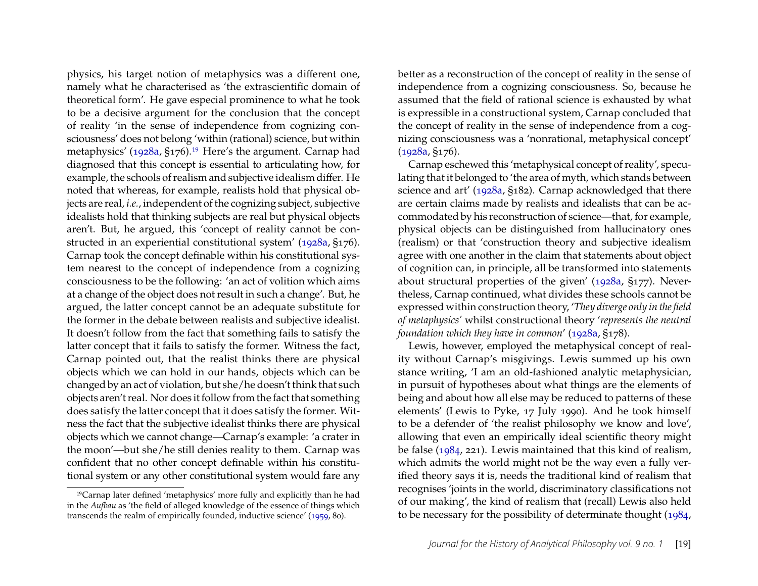physics, his target notion of metaphysics was a different one, namely what he characterised as 'the extrascientific domain of theoretical form'. He gave especial prominence to what he took to be a decisive argument for the conclusion that the concept of reality 'in the sense of independence from cognizing consciousness' does not belong 'within (rational) science, but within metaphysics' (1928a, §176).[19] Here's the argument. Carnap had diagnosed that this concept is essential to articulating how, for example, the schools of realism and subjective idealism differ. He noted that whereas, for example, realists hold that physical objects are real, *i.e.*, independent of the cognizing subject, subjective idealists hold that thinking subjects are real but physical objects aren't. But, he argued, this 'concept of reality cannot be constructed in an experiential constitutional system' (1928a, §176). Carnap took the concept definable within his constitutional system nearest to the concept of independence from a cognizing consciousness to be the following: 'an act of volition which aims at a change of the object does not result in such a change'. But, he argued, the latter concept cannot be an adequate substitute for the former in the debate between realists and subjective idealist. It doesn't follow from the fact that something fails to satisfy the latter concept that it fails to satisfy the former. Witness the fact, Carnap pointed out, that the realist thinks there are physical objects which we can hold in our hands, objects which can be changed by an act of violation, but she/he doesn't think that such objects aren't real. Nor does it follow from the fact that something does satisfy the latter concept that it does satisfy the former. Witness the fact that the subjective idealist thinks there are physical objects which we cannot change—Carnap's example: 'a crater in the moon'—but she/he still denies reality to them. Carnap was confident that no other concept definable within his constitutional system or any other constitutional system would fare any better as a reconstruction of the concept of reality in the sense of independence from a cognizing consciousness. So, because he assumed that the field of rational science is exhausted by what is expressible in a constructional system, Carnap concluded that the concept of reality in the sense of independence from a cognizing consciousness was a 'nonrational, metaphysical concept' (1928a, §176).

Carnap eschewed this 'metaphysical concept of reality', speculating that it belonged to 'the area of myth, which stands between science and art' (1928a, §182). Carnap acknowledged that there are certain claims made by realists and idealists that can be accommodated by his reconstruction of science—that, for example, physical objects can be distinguished from hallucinatory ones (realism) or that 'construction theory and subjective idealism agree with one another in the claim that statements about object of cognition can, in principle, all be transformed into statements about structural properties of the given' (1928a, §177). Nevertheless, Carnap continued, what divides these schools cannot be expressed within construction theory, '*They diverge only in the field of metaphysics*' whilst constructional theory '*represents the neutral foundation which they have in common*' (1928a, §178).

Lewis, however, employed the metaphysical concept of reality without Carnap's misgivings. Lewis summed up his own stance writing, 'I am an old-fashioned analytic metaphysician, in pursuit of hypotheses about what things are the elements of being and about how all else may be reduced to patterns of these elements' (Lewis to Pyke, 17 July 1990). And he took himself to be a defender of 'the realist philosophy we know and love', allowing that even an empirically ideal scientific theory might be false (1984, 221). Lewis maintained that this kind of realism, which admits the world might not be the way even a fully verified theory says it is, needs the traditional kind of realism that recognises 'joints in the world, discriminatory classifications not of our making', the kind of realism that (recall) Lewis also held to be necessary for the possibility of determinate thought (1984,

[19] Carnap later defined 'metaphysics' more fully and explicitly than he had in the *Aufbau* as 'the field of alleged knowledge of the essence of things which transcends the realm of empirically founded, inductive science' (1959, 80).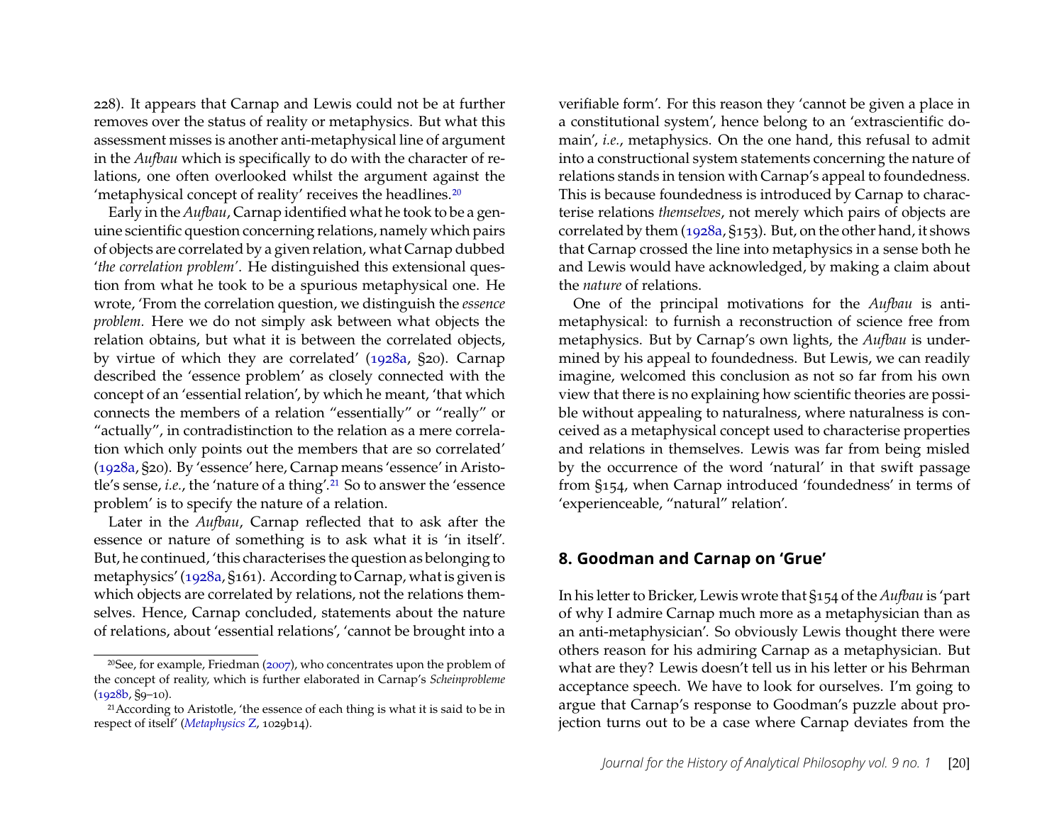228). It appears that Carnap and Lewis could not be at further removes over the status of reality or metaphysics. But what this assessment misses is another anti-metaphysical line of argument in the *Aufbau* which is specifically to do with the character of relations, one often overlooked whilst the argument against the 'metaphysical concept of reality' receives the headlines.[20]

Early in the *Aufbau*, Carnap identified what he took to be a genuine scientific question concerning relations, namely which pairs of objects are correlated by a given relation, what Carnap dubbed '*the correlation problem*'. He distinguished this extensional question from what he took to be a spurious metaphysical one. He wrote, 'From the correlation question, we distinguish the *essence problem.* Here we do not simply ask between what objects the relation obtains, but what it is between the correlated objects, by virtue of which they are correlated' (1928a, §20). Carnap described the 'essence problem' as closely connected with the concept of an 'essential relation', by which he meant, 'that which connects the members of a relation "essentially" or "really" or "actually", in contradistinction to the relation as a mere correlation which only points out the members that are so correlated' (1928a, §20). By 'essence' here, Carnap means 'essence' in Aristotle's sense, *i.e.*, the 'nature of a thing'.[21] So to answer the 'essence problem' is to specify the nature of a relation.

Later in the *Aufbau*, Carnap reflected that to ask after the essence or nature of something is to ask what it is 'in itself'. But, he continued, 'this characterises the question as belonging to metaphysics' (1928a, §161). According to Carnap, what is given is which objects are correlated by relations, not the relations themselves. Hence, Carnap concluded, statements about the nature of relations, about 'essential relations', 'cannot be brought into a verifiable form'. For this reason they 'cannot be given a place in a constitutional system', hence belong to an 'extrascientific domain', *i.e.*, metaphysics. On the one hand, this refusal to admit into a constructional system statements concerning the nature of relations stands in tension with Carnap's appeal to foundedness. This is because foundedness is introduced by Carnap to characterise relations *themselves*, not merely which pairs of objects are correlated by them (1928a, §153). But, on the other hand, it shows that Carnap crossed the line into metaphysics in a sense both he and Lewis would have acknowledged, by making a claim about the *nature* of relations.

One of the principal motivations for the *Aufbau* is anti-metaphysical: to furnish a reconstruction of science free from metaphysics. But by Carnap's own lights, the *Aufbau* is undermined by his appeal to foundedness. But Lewis, we can readily imagine, welcomed this conclusion as not so far from his own view that there is no explaining how scientific theories are possible without appealing to naturalness, where naturalness is conceived as a metaphysical concept used to characterise properties and relations in themselves. Lewis was far from being misled by the occurrence of the word 'natural' in that swift passage from §154, when Carnap introduced 'foundedness' in terms of 'experienceable, "natural" relation'.

## 8. Goodman and Carnap on 'Grue'

In his letter to Bricker, Lewis wrote that §154 of the *Aufbau* is 'part of why I admire Carnap much more as a metaphysician than as an anti-metaphysician'. So obviously Lewis thought there were others reason for his admiring Carnap as a metaphysician. But what are they? Lewis doesn't tell us in his letter or his Behrman acceptance speech. We have to look for ourselves. I'm going to argue that Carnap's response to Goodman's puzzle about projection turns out to be a case where Carnap deviates from the

[20] See, for example, Friedman (2007), who concentrates upon the problem of the concept of reality, which is further elaborated in Carnap's *Scheinprobleme* (1928b, §9–10).

[21] According to Aristotle, 'the essence of each thing is what it is said to be in respect of itself' (*Metaphysics* Z, 1029b14).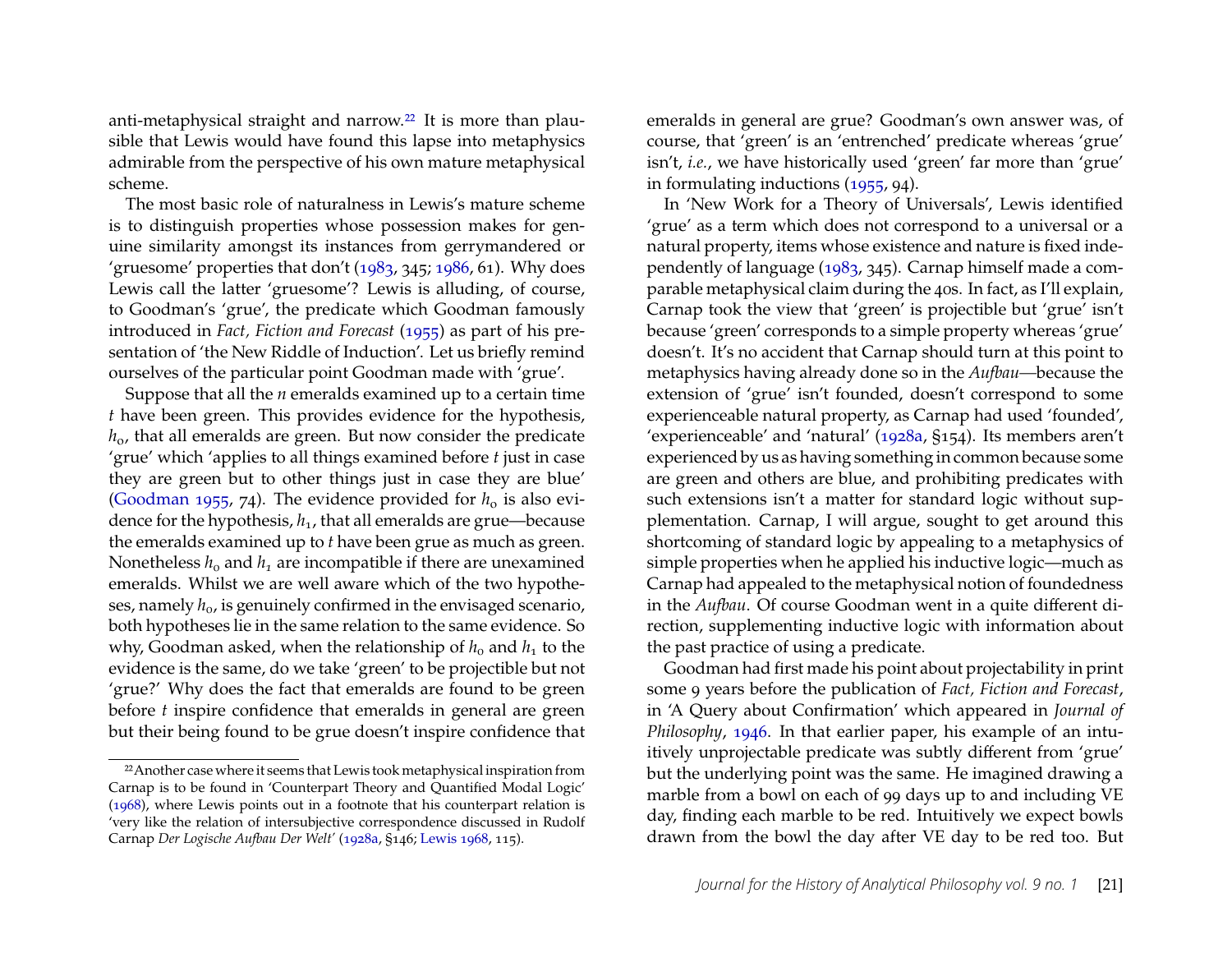anti-metaphysical straight and narrow.[22] It is more than plausible that Lewis would have found this lapse into metaphysics admirable from the perspective of his own mature metaphysical scheme.

The most basic role of naturalness in Lewis's mature scheme is to distinguish properties whose possession makes for genuine similarity amongst its instances from gerrymandered or 'gruesome' properties that don't (1983, 345; 1986, 61). Why does Lewis call the latter 'gruesome'? Lewis is alluding, of course, to Goodman's 'grue', the predicate which Goodman famously introduced in *Fact, Fiction and Forecast* (1955) as part of his presentation of 'the New Riddle of Induction'. Let us briefly remind ourselves of the particular point Goodman made with 'grue'.

Suppose that all the *n* emeralds examined up to a certain time *t* have been green. This provides evidence for the hypothesis, $h_0$, that all emeralds are green. But now consider the predicate 'grue' which 'applies to all things examined before *t* just in case they are green but to other things just in case they are blue' (Goodman 1955, 74). The evidence provided for $h_0$ is also evidence for the hypothesis, $h_1$, that all emeralds are grue—because the emeralds examined up to *t* have been grue as much as green. Nonetheless $h_0$ and $h_1$ are incompatible if there are unexamined emeralds. Whilst we are well aware which of the two hypotheses, namely $h_0$, is genuinely confirmed in the envisaged scenario, both hypotheses lie in the same relation to the same evidence. So why, Goodman asked, when the relationship of $h_0$ and $h_1$ to the evidence is the same, do we take 'green' to be projectible but not 'grue?' Why does the fact that emeralds are found to be green before *t* inspire confidence that emeralds in general are green but their being found to be grue doesn't inspire confidence that emeralds in general are grue? Goodman's own answer was, of course, that 'green' is an 'entrenched' predicate whereas 'grue' isn't, *i.e.*, we have historically used 'green' far more than 'grue' in formulating inductions (1955, 94).

In 'New Work for a Theory of Universals', Lewis identified 'grue' as a term which does not correspond to a universal or a natural property, items whose existence and nature is fixed independently of language (1983, 345). Carnap himself made a comparable metaphysical claim during the 40s. In fact, as I'll explain, Carnap took the view that 'green' is projectible but 'grue' isn't because 'green' corresponds to a simple property whereas 'grue' doesn't. It's no accident that Carnap should turn at this point to metaphysics having already done so in the *Aufbau*—because the extension of 'grue' isn't founded, doesn't correspond to some experienceable natural property, as Carnap had used 'founded', 'experienceable' and 'natural' (1928a, §154). Its members aren't experienced by us as having something in common because some are green and others are blue, and prohibiting predicates with such extensions isn't a matter for standard logic without supplementation. Carnap, I will argue, sought to get around this shortcoming of standard logic by appealing to a metaphysics of simple properties when he applied his inductive logic—much as Carnap had appealed to the metaphysical notion of foundedness in the *Aufbau*. Of course Goodman went in a quite different direction, supplementing inductive logic with information about the past practice of using a predicate.

Goodman had first made his point about projectability in print some 9 years before the publication of *Fact, Fiction and Forecast*, in 'A Query about Confirmation' which appeared in *Journal of Philosophy*, 1946. In that earlier paper, his example of an intuitively unprojectable predicate was subtly different from 'grue' but the underlying point was the same. He imagined drawing a marble from a bowl on each of 99 days up to and including VE day, finding each marble to be red. Intuitively we expect bowls drawn from the bowl the day after VE day to be red too. But

[22] Another case where it seems that Lewis took metaphysical inspiration from Carnap is to be found in 'Counterpart Theory and Quantified Modal Logic' (1968), where Lewis points out in a footnote that his counterpart relation is 'very like the relation of intersubjective correspondence discussed in Rudolf Carnap *Der Logische Aufbau Der Welt*' (1928a, §146; Lewis 1968, 115).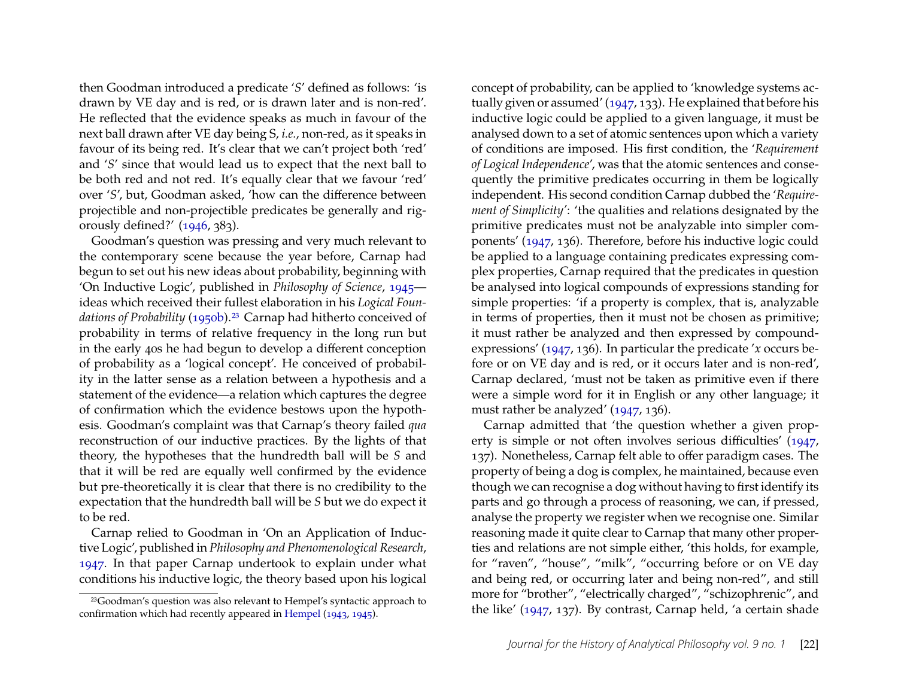then Goodman introduced a predicate '*S*' defined as follows: 'is drawn by VE day and is red, or is drawn later and is non-red'. He reflected that the evidence speaks as much in favour of the next ball drawn after VE day being S, *i.e.*, non-red, as it speaks in favour of its being red. It's clear that we can't project both 'red' and '*S*' since that would lead us to expect that the next ball to be both red and not red. It's equally clear that we favour 'red' over '*S*', but, Goodman asked, 'how can the difference between projectible and non-projectible predicates be generally and rigorously defined?' (1946, 383).

Goodman's question was pressing and very much relevant to the contemporary scene because the year before, Carnap had begun to set out his new ideas about probability, beginning with 'On Inductive Logic', published in *Philosophy of Science*, 1945—ideas which received their fullest elaboration in his *Logical Foundations of Probability* (1950b).[23] Carnap had hitherto conceived of probability in terms of relative frequency in the long run but in the early 40s he had begun to develop a different conception of probability as a 'logical concept'. He conceived of probability in the latter sense as a relation between a hypothesis and a statement of the evidence—a relation which captures the degree of confirmation which the evidence bestows upon the hypothesis. Goodman's complaint was that Carnap's theory failed *qua* reconstruction of our inductive practices. By the lights of that theory, the hypotheses that the hundredth ball will be *S* and that it will be red are equally well confirmed by the evidence but pre-theoretically it is clear that there is no credibility to the expectation that the hundredth ball will be *S* but we do expect it to be red.

Carnap relied to Goodman in 'On an Application of Inductive Logic', published in *Philosophy and Phenomenological Research*, 1947. In that paper Carnap undertook to explain under what conditions his inductive logic, the theory based upon his logical concept of probability, can be applied to 'knowledge systems actually given or assumed' (1947, 133). He explained that before his inductive logic could be applied to a given language, it must be analysed down to a set of atomic sentences upon which a variety of conditions are imposed. His first condition, the '*Requirement of Logical Independence*', was that the atomic sentences and consequently the primitive predicates occurring in them be logically independent. His second condition Carnap dubbed the '*Requirement of Simplicity*': 'the qualities and relations designated by the primitive predicates must not be analyzable into simpler components' (1947, 136). Therefore, before his inductive logic could be applied to a language containing predicates expressing complex properties, Carnap required that the predicates in question be analysed into logical compounds of expressions standing for simple properties: 'if a property is complex, that is, analyzable in terms of properties, then it must not be chosen as primitive; it must rather be analyzed and then expressed by compound-expressions' (1947, 136). In particular the predicate '*x* occurs before or on VE day and is red, or it occurs later and is non-red', Carnap declared, 'must not be taken as primitive even if there were a simple word for it in English or any other language; it must rather be analyzed' (1947, 136).

Carnap admitted that 'the question whether a given property is simple or not often involves serious difficulties' (1947, 137). Nonetheless, Carnap felt able to offer paradigm cases. The property of being a dog is complex, he maintained, because even though we can recognise a dog without having to first identify its parts and go through a process of reasoning, we can, if pressed, analyse the property we register when we recognise one. Similar reasoning made it quite clear to Carnap that many other properties and relations are not simple either, 'this holds, for example, for "raven", "house", "milk", "occurring before or on VE day and being red, or occurring later and being non-red", and still more for "brother", "electrically charged", "schizophrenic", and the like' (1947, 137). By contrast, Carnap held, 'a certain shade

[23] Goodman's question was also relevant to Hempel's syntactic approach to confirmation which had recently appeared in Hempel (1943, 1945).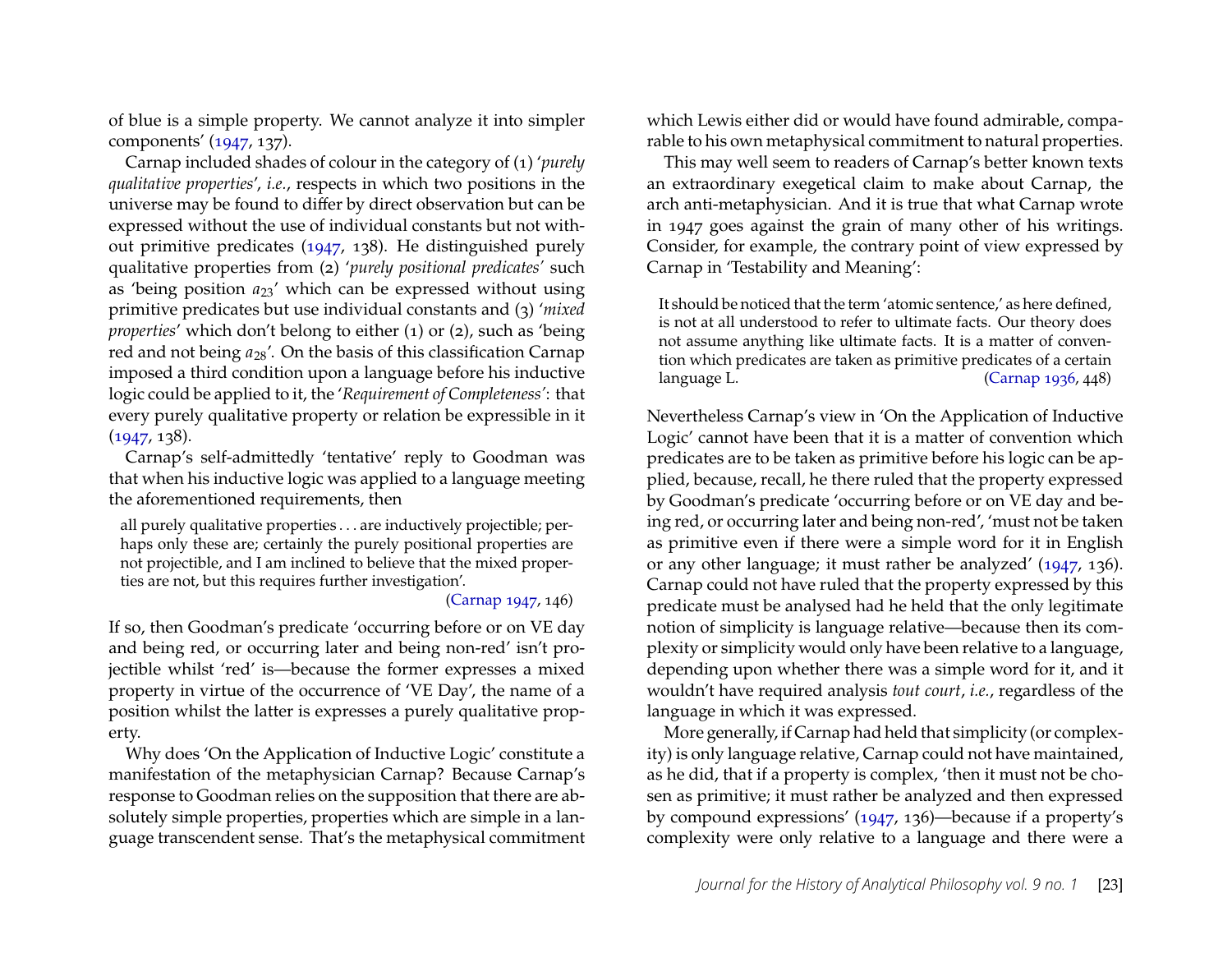of blue is a simple property. We cannot analyze it into simpler components' (1947, 137).

Carnap included shades of colour in the category of (1) '*purely qualitative properties*', *i.e.*, respects in which two positions in the universe may be found to differ by direct observation but can be expressed without the use of individual constants but not without primitive predicates (1947, 138). He distinguished purely qualitative properties from (2) '*purely positional predicates*' such as 'being position $a_{23}$' which can be expressed without using primitive predicates but use individual constants and (3) '*mixed properties*' which don't belong to either (1) or (2), such as 'being red and not being $a_{28}$'. On the basis of this classification Carnap imposed a third condition upon a language before his inductive logic could be applied to it, the '*Requirement of Completeness*': that every purely qualitative property or relation be expressible in it (1947, 138).

Carnap's self-admittedly 'tentative' reply to Goodman was that when his inductive logic was applied to a language meeting the aforementioned requirements, then

> all purely qualitative properties . . . are inductively projectible; perhaps only these are; certainly the purely positional properties are not projectible, and I am inclined to believe that the mixed properties are not, but this requires further investigation'. (Carnap 1947, 146)

If so, then Goodman's predicate 'occurring before or on VE day and being red, or occurring later and being non-red' isn't projectible whilst 'red' is—because the former expresses a mixed property in virtue of the occurrence of 'VE Day', the name of a position whilst the latter is expresses a purely qualitative property.

Why does 'On the Application of Inductive Logic' constitute a manifestation of the metaphysician Carnap? Because Carnap's response to Goodman relies on the supposition that there are absolutely simple properties, properties which are simple in a language transcendent sense. That's the metaphysical commitment which Lewis either did or would have found admirable, comparable to his own metaphysical commitment to natural properties.

This may well seem to readers of Carnap's better known texts an extraordinary exegetical claim to make about Carnap, the arch anti-metaphysician. And it is true that what Carnap wrote in 1947 goes against the grain of many other of his writings. Consider, for example, the contrary point of view expressed by Carnap in 'Testability and Meaning':

> It should be noticed that the term 'atomic sentence,' as here defined, is not at all understood to refer to ultimate facts. Our theory does not assume anything like ultimate facts. It is a matter of convention which predicates are taken as primitive predicates of a certain language L. (Carnap 1936, 448)

Nevertheless Carnap's view in 'On the Application of Inductive Logic' cannot have been that it is a matter of convention which predicates are to be taken as primitive before his logic can be applied, because, recall, he there ruled that the property expressed by Goodman's predicate 'occurring before or on VE day and being red, or occurring later and being non-red', 'must not be taken as primitive even if there were a simple word for it in English or any other language; it must rather be analyzed' (1947, 136). Carnap could not have ruled that the property expressed by this predicate must be analysed had he held that the only legitimate notion of simplicity is language relative—because then its complexity or simplicity would only have been relative to a language, depending upon whether there was a simple word for it, and it wouldn't have required analysis *tout court*, *i.e.*, regardless of the language in which it was expressed.

More generally, if Carnap had held that simplicity (or complexity) is only language relative, Carnap could not have maintained, as he did, that if a property is complex, 'then it must not be chosen as primitive; it must rather be analyzed and then expressed by compound expressions' (1947, 136)—because if a property's complexity were only relative to a language and there were a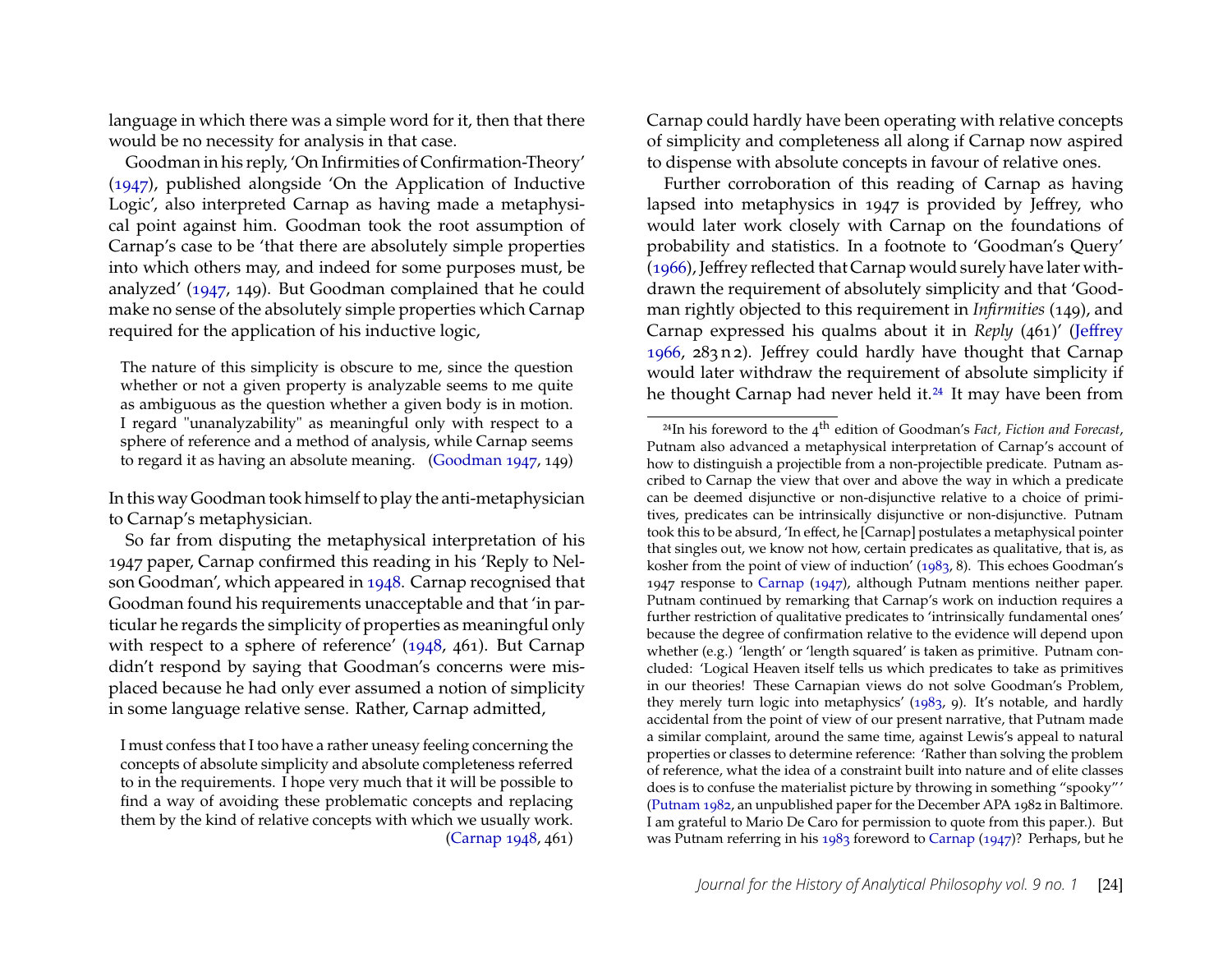language in which there was a simple word for it, then that there would be no necessity for analysis in that case.

Goodman in his reply, 'On Infirmities of Confirmation-Theory' (1947), published alongside 'On the Application of Inductive Logic', also interpreted Carnap as having made a metaphysical point against him. Goodman took the root assumption of Carnap's case to be 'that there are absolutely simple properties into which others may, and indeed for some purposes must, be analyzed' (1947, 149). But Goodman complained that he could make no sense of the absolutely simple properties which Carnap required for the application of his inductive logic,

> The nature of this simplicity is obscure to me, since the question whether or not a given property is analyzable seems to me quite as ambiguous as the question whether a given body is in motion. I regard "unanalyzability" as meaningful only with respect to a sphere of reference and a method of analysis, while Carnap seems to regard it as having an absolute meaning. (Goodman 1947, 149)

In this way Goodman took himself to play the anti-metaphysician to Carnap's metaphysician.

So far from disputing the metaphysical interpretation of his 1947 paper, Carnap confirmed this reading in his 'Reply to Nelson Goodman', which appeared in 1948. Carnap recognised that Goodman found his requirements unacceptable and that 'in particular he regards the simplicity of properties as meaningful only with respect to a sphere of reference' (1948, 461). But Carnap didn't respond by saying that Goodman's concerns were misplaced because he had only ever assumed a notion of simplicity in some language relative sense. Rather, Carnap admitted,

> I must confess that I too have a rather uneasy feeling concerning the concepts of absolute simplicity and absolute completeness referred to in the requirements. I hope very much that it will be possible to find a way of avoiding these problematic concepts and replacing them by the kind of relative concepts with which we usually work. (Carnap 1948, 461)

Carnap could hardly have been operating with relative concepts of simplicity and completeness all along if Carnap now aspired to dispense with absolute concepts in favour of relative ones.

Further corroboration of this reading of Carnap as having lapsed into metaphysics in 1947 is provided by Jeffrey, who would later work closely with Carnap on the foundations of probability and statistics. In a footnote to 'Goodman's Query' (1966), Jeffrey reflected that Carnap would surely have later withdrawn the requirement of absolutely simplicity and that 'Goodman rightly objected to this requirement in *Infirmities* (149), and Carnap expressed his qualms about it in *Reply* (461)' (Jeffrey 1966, 283 n 2). Jeffrey could hardly have thought that Carnap would later withdraw the requirement of absolute simplicity if he thought Carnap had never held it.[24] It may have been from

[24] In his foreword to the 4th edition of Goodman's *Fact, Fiction and Forecast*, Putnam also advanced a metaphysical interpretation of Carnap's account of how to distinguish a projectible from a non-projectible predicate. Putnam ascribed to Carnap the view that over and above the way in which a predicate can be deemed disjunctive or non-disjunctive relative to a choice of primitives, predicates can be intrinsically disjunctive or non-disjunctive. Putnam took this to be absurd, 'In effect, he [Carnap] postulates a metaphysical pointer that singles out, we know not how, certain predicates as qualitative, that is, as kosher from the point of view of induction' (1983, 8). This echoes Goodman's 1947 response to Carnap (1947), although Putnam mentions neither paper. Putnam continued by remarking that Carnap's work on induction requires a further restriction of qualitative predicates to 'intrinsically fundamental ones' because the degree of confirmation relative to the evidence will depend upon whether (e.g.) 'length' or 'length squared' is taken as primitive. Putnam concluded: 'Logical Heaven itself tells us which predicates to take as primitives in our theories! These Carnapian views do not solve Goodman's Problem, they merely turn logic into metaphysics' (1983, 9). It's notable, and hardly accidental from the point of view of our present narrative, that Putnam made a similar complaint, around the same time, against Lewis's appeal to natural properties or classes to determine reference: 'Rather than solving the problem of reference, what the idea of a constraint built into nature and of elite classes does is to confuse the materialist picture by throwing in something "spooky"' (Putnam 1982, an unpublished paper for the December APA 1982 in Baltimore. I am grateful to Mario De Caro for permission to quote from this paper.). But was Putnam referring in his 1983 foreword to Carnap (1947)? Perhaps, but he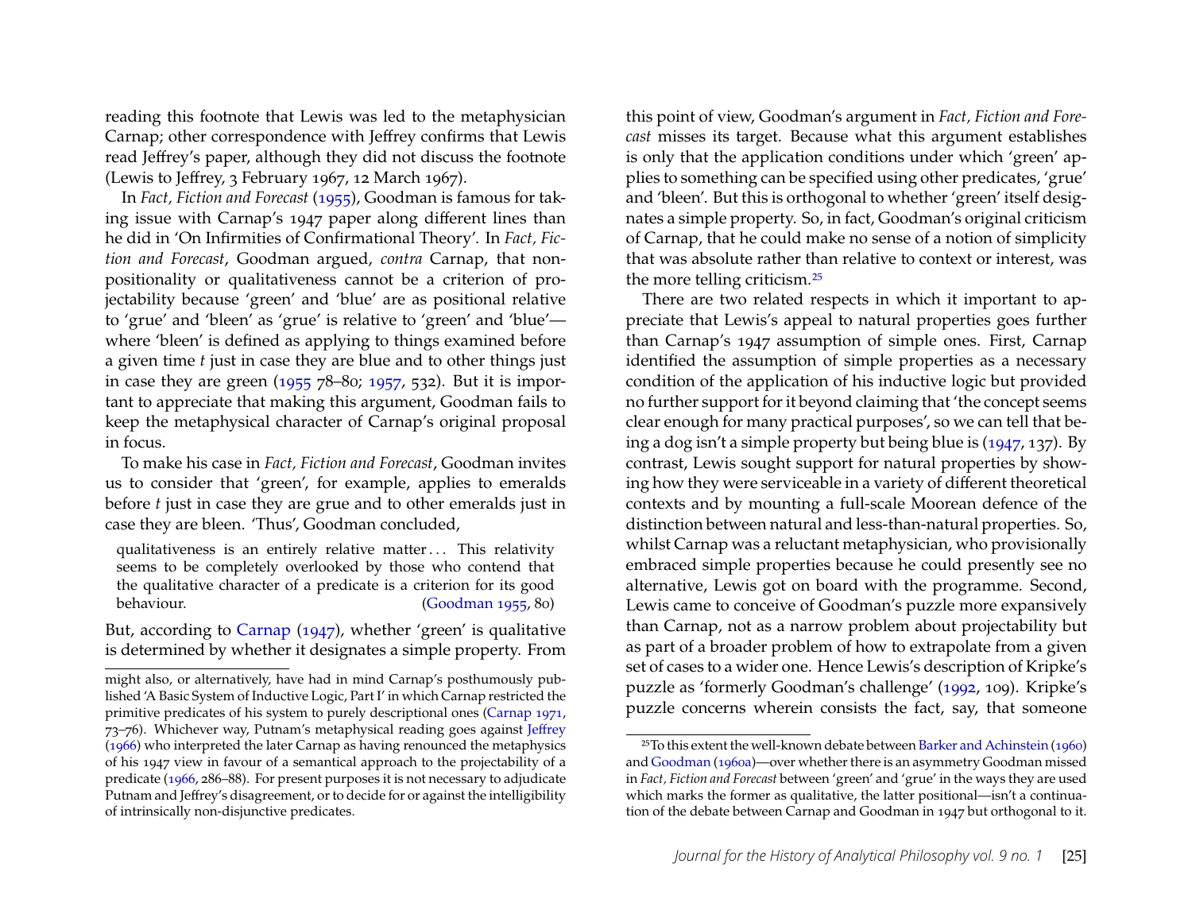reading this footnote that Lewis was led to the metaphysician Carnap; other correspondence with Jeffrey confirms that Lewis read Jeffrey's paper, although they did not discuss the footnote (Lewis to Jeffrey, 3 February 1967, 12 March 1967).

In *Fact, Fiction and Forecast* (1955), Goodman is famous for taking issue with Carnap's 1947 paper along different lines than he did in 'On Infirmities of Confirmational Theory'. In *Fact, Fiction and Forecast*, Goodman argued, *contra* Carnap, that non-positionality or qualitativeness cannot be a criterion of projectability because 'green' and 'blue' are as positional relative to 'grue' and 'bleen' as 'grue' is relative to 'green' and 'blue'—where 'bleen' is defined as applying to things examined before a given time *t* just in case they are blue and to other things just in case they are green (1955 78–80; 1957, 532). But it is important to appreciate that making this argument, Goodman fails to keep the metaphysical character of Carnap's original proposal in focus.

To make his case in *Fact, Fiction and Forecast*, Goodman invites us to consider that 'green', for example, applies to emeralds before *t* just in case they are grue and to other emeralds just in case they are bleen. 'Thus', Goodman concluded,

> qualitativeness is an entirely relative matter . . . This relativity seems to be completely overlooked by those who contend that the qualitative character of a predicate is a criterion for its good behaviour. (Goodman 1955, 80)

But, according to Carnap (1947), whether 'green' is qualitative is determined by whether it designates a simple property. From this point of view, Goodman's argument in *Fact, Fiction and Forecast* misses its target. Because what this argument establishes is only that the application conditions under which 'green' applies to something can be specified using other predicates, 'grue' and 'bleen'. But this is orthogonal to whether 'green' itself designates a simple property. So, in fact, Goodman's original criticism of Carnap, that he could make no sense of a notion of simplicity that was absolute rather than relative to context or interest, was the more telling criticism.[25]

There are two related respects in which it important to appreciate that Lewis's appeal to natural properties goes further than Carnap's 1947 assumption of simple ones. First, Carnap identified the assumption of simple properties as a necessary condition of the application of his inductive logic but provided no further support for it beyond claiming that 'the concept seems clear enough for many practical purposes', so we can tell that being a dog isn't a simple property but being blue is (1947, 137). By contrast, Lewis sought support for natural properties by showing how they were serviceable in a variety of different theoretical contexts and by mounting a full-scale Moorean defence of the distinction between natural and less-than-natural properties. So, whilst Carnap was a reluctant metaphysician, who provisionally embraced simple properties because he could presently see no alternative, Lewis got on board with the programme. Second, Lewis came to conceive of Goodman's puzzle more expansively than Carnap, not as a narrow problem about projectability but as part of a broader problem of how to extrapolate from a given set of cases to a wider one. Hence Lewis's description of Kripke's puzzle as 'formerly Goodman's challenge' (1992, 109). Kripke's puzzle concerns wherein consists the fact, say, that someone

---

might also, or alternatively, have had in mind Carnap's posthumously published 'A Basic System of Inductive Logic, Part I' in which Carnap restricted the primitive predicates of his system to purely descriptional ones (Carnap 1971, 73–76). Whichever way, Putnam's metaphysical reading goes against Jeffrey (1966) who interpreted the later Carnap as having renounced the metaphysics of his 1947 view in favour of a semantical approach to the projectability of a predicate (1966, 286–88). For present purposes it is not necessary to adjudicate Putnam and Jeffrey's disagreement, or to decide for or against the intelligibility of intrinsically non-disjunctive predicates.

[25] To this extent the well-known debate between Barker and Achinstein (1960) and Goodman (1960a)—over whether there is an asymmetry Goodman missed in *Fact, Fiction and Forecast* between 'green' and 'grue' in the ways they are used which marks the former as qualitative, the latter positional—isn't a continuation of the debate between Carnap and Goodman in 1947 but orthogonal to it.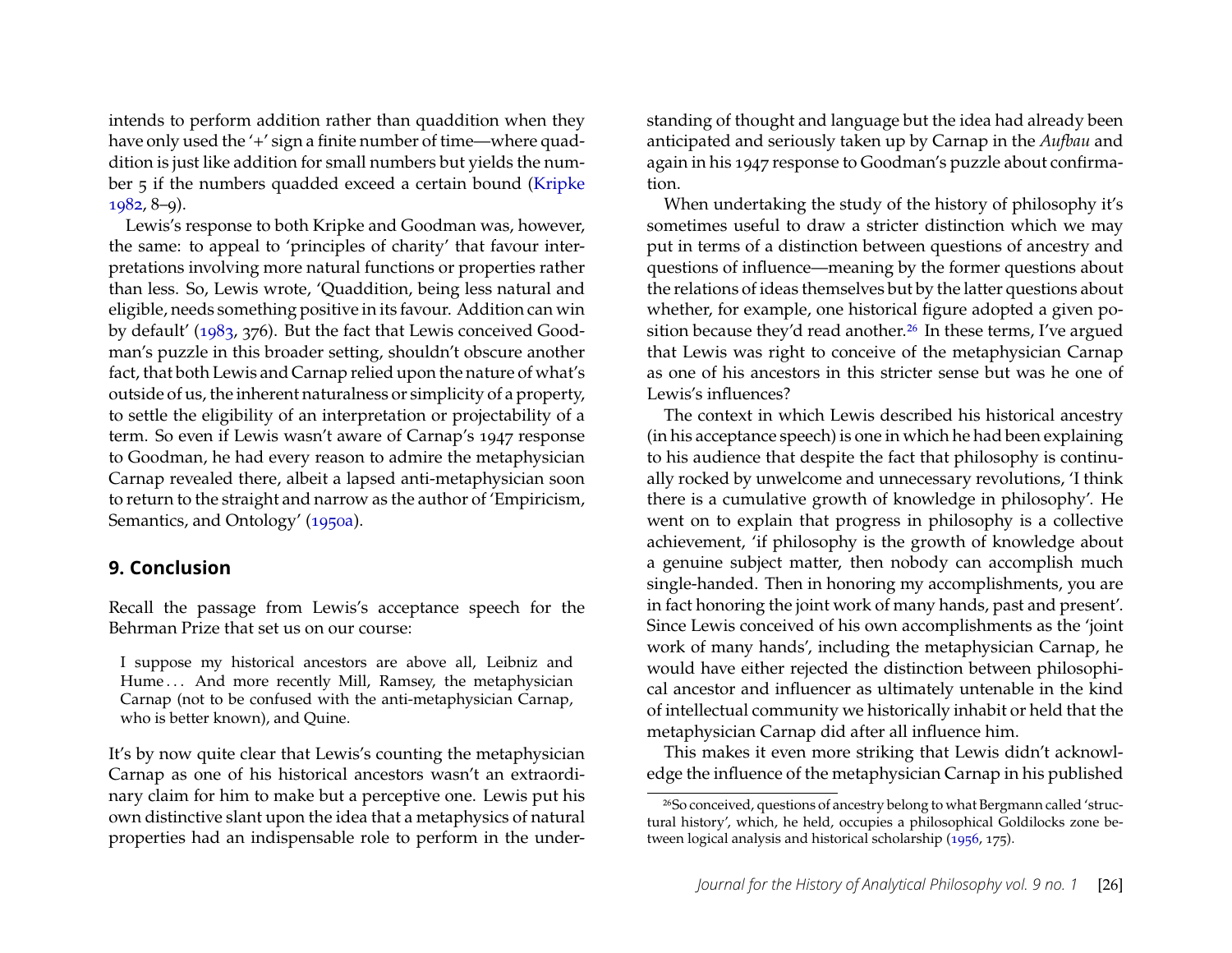intends to perform addition rather than quaddition when they have only used the '+' sign a finite number of time—where quaddition is just like addition for small numbers but yields the number 5 if the numbers quadded exceed a certain bound (Kripke 1982, 8–9).

Lewis's response to both Kripke and Goodman was, however, the same: to appeal to 'principles of charity' that favour interpretations involving more natural functions or properties rather than less. So, Lewis wrote, 'Quaddition, being less natural and eligible, needs something positive in its favour. Addition can win by default' (1983, 376). But the fact that Lewis conceived Goodman's puzzle in this broader setting, shouldn't obscure another fact, that both Lewis and Carnap relied upon the nature of what's outside of us, the inherent naturalness or simplicity of a property, to settle the eligibility of an interpretation or projectability of a term. So even if Lewis wasn't aware of Carnap's 1947 response to Goodman, he had every reason to admire the metaphysician Carnap revealed there, albeit a lapsed anti-metaphysician soon to return to the straight and narrow as the author of 'Empiricism, Semantics, and Ontology' (1950a).

## 9. Conclusion

Recall the passage from Lewis's acceptance speech for the Behrman Prize that set us on our course:

> I suppose my historical ancestors are above all, Leibniz and Hume . . . And more recently Mill, Ramsey, the metaphysician Carnap (not to be confused with the anti-metaphysician Carnap, who is better known), and Quine.

It's by now quite clear that Lewis's counting the metaphysician Carnap as one of his historical ancestors wasn't an extraordinary claim for him to make but a perceptive one. Lewis put his own distinctive slant upon the idea that a metaphysics of natural properties had an indispensable role to perform in the understanding of thought and language but the idea had already been anticipated and seriously taken up by Carnap in the *Aufbau* and again in his 1947 response to Goodman's puzzle about confirmation.

When undertaking the study of the history of philosophy it's sometimes useful to draw a stricter distinction which we may put in terms of a distinction between questions of ancestry and questions of influence—meaning by the former questions about the relations of ideas themselves but by the latter questions about whether, for example, one historical figure adopted a given position because they'd read another.[26] In these terms, I've argued that Lewis was right to conceive of the metaphysician Carnap as one of his ancestors in this stricter sense but was he one of Lewis's influences?

The context in which Lewis described his historical ancestry (in his acceptance speech) is one in which he had been explaining to his audience that despite the fact that philosophy is continually rocked by unwelcome and unnecessary revolutions, 'I think there is a cumulative growth of knowledge in philosophy'. He went on to explain that progress in philosophy is a collective achievement, 'if philosophy is the growth of knowledge about a genuine subject matter, then nobody can accomplish much single-handed. Then in honoring my accomplishments, you are in fact honoring the joint work of many hands, past and present'. Since Lewis conceived of his own accomplishments as the 'joint work of many hands', including the metaphysician Carnap, he would have either rejected the distinction between philosophical ancestor and influencer as ultimately untenable in the kind of intellectual community we historically inhabit or held that the metaphysician Carnap did after all influence him.

This makes it even more striking that Lewis didn't acknowledge the influence of the metaphysician Carnap in his published

---

[26] So conceived, questions of ancestry belong to what Bergmann called 'structural history', which, he held, occupies a philosophical Goldilocks zone between logical analysis and historical scholarship (1956, 175).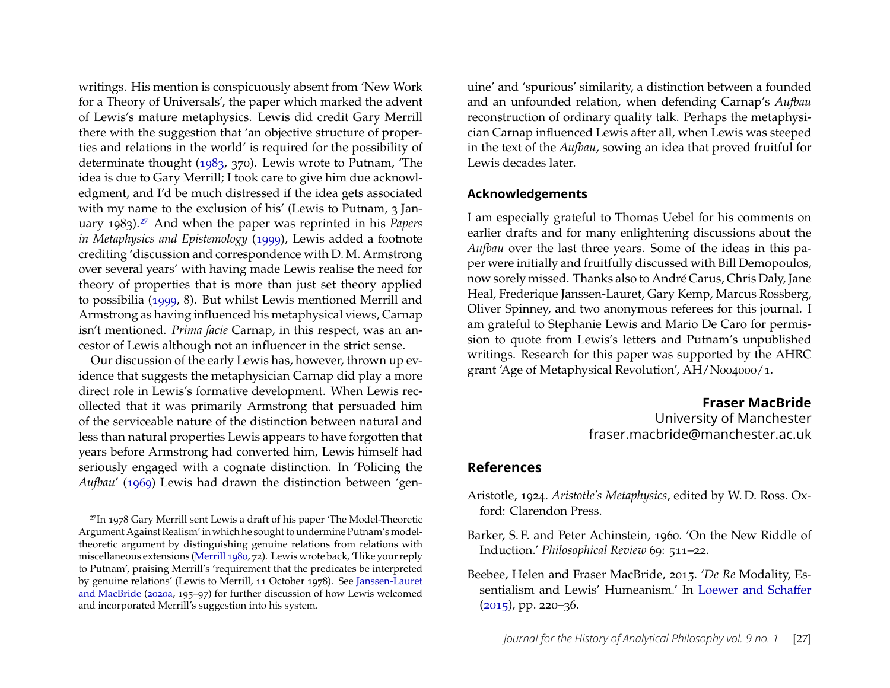writings. His mention is conspicuously absent from 'New Work for a Theory of Universals', the paper which marked the advent of Lewis's mature metaphysics. Lewis did credit Gary Merrill there with the suggestion that 'an objective structure of properties and relations in the world' is required for the possibility of determinate thought (1983, 370). Lewis wrote to Putnam, 'The idea is due to Gary Merrill; I took care to give him due acknowledgment, and I'd be much distressed if the idea gets associated with my name to the exclusion of his' (Lewis to Putnam, 3 January 1983).[27] And when the paper was reprinted in his *Papers in Metaphysics and Epistemology* (1999), Lewis added a footnote crediting 'discussion and correspondence with D. M. Armstrong over several years' with having made Lewis realise the need for theory of properties that is more than just set theory applied to possibilia (1999, 8). But whilst Lewis mentioned Merrill and Armstrong as having influenced his metaphysical views, Carnap isn't mentioned. *Prima facie* Carnap, in this respect, was an ancestor of Lewis although not an influencer in the strict sense.

Our discussion of the early Lewis has, however, thrown up evidence that suggests the metaphysician Carnap did play a more direct role in Lewis's formative development. When Lewis recollected that it was primarily Armstrong that persuaded him of the serviceable nature of the distinction between natural and less than natural properties Lewis appears to have forgotten that years before Armstrong had converted him, Lewis himself had seriously engaged with a cognate distinction. In 'Policing the *Aufbau*' (1969) Lewis had drawn the distinction between 'genuine' and 'spurious' similarity, a distinction between a founded and an unfounded relation, when defending Carnap's *Aufbau* reconstruction of ordinary quality talk. Perhaps the metaphysician Carnap influenced Lewis after all, when Lewis was steeped in the text of the *Aufbau*, sowing an idea that proved fruitful for Lewis decades later.

[27] In 1978 Gary Merrill sent Lewis a draft of his paper 'The Model-Theoretic Argument Against Realism' in which he sought to undermine Putnam's model-theoretic argument by distinguishing genuine relations from relations with miscellaneous extensions (Merrill 1980, 72). Lewis wrote back, 'I like your reply to Putnam', praising Merrill's 'requirement that the predicates be interpreted by genuine relations' (Lewis to Merrill, 11 October 1978). See Janssen-Lauret and MacBride (2020a, 195–97) for further discussion of how Lewis welcomed and incorporated Merrill's suggestion into his system.

### Acknowledgements

I am especially grateful to Thomas Uebel for his comments on earlier drafts and for many enlightening discussions about the *Aufbau* over the last three years. Some of the ideas in this paper were initially and fruitfully discussed with Bill Demopoulos, now sorely missed. Thanks also to André Carus, Chris Daly, Jane Heal, Frederique Janssen-Lauret, Gary Kemp, Marcus Rossberg, Oliver Spinney, and two anonymous referees for this journal. I am grateful to Stephanie Lewis and Mario De Caro for permission to quote from Lewis's letters and Putnam's unpublished writings. Research for this paper was supported by the AHRC grant 'Age of Metaphysical Revolution', AH/N004000/1.

**Fraser MacBride**
University of Manchester
fraser.macbride@manchester.ac.uk

## References

Aristotle, 1924. *Aristotle's Metaphysics*, edited by W. D. Ross. Oxford: Clarendon Press.

Barker, S. F. and Peter Achinstein, 1960. 'On the New Riddle of Induction.' *Philosophical Review* 69: 511–22.

Beebee, Helen and Fraser MacBride, 2015. '*De Re* Modality, Essentialism and Lewis' Humeanism.' In Loewer and Schaffer (2015), pp. 220–36.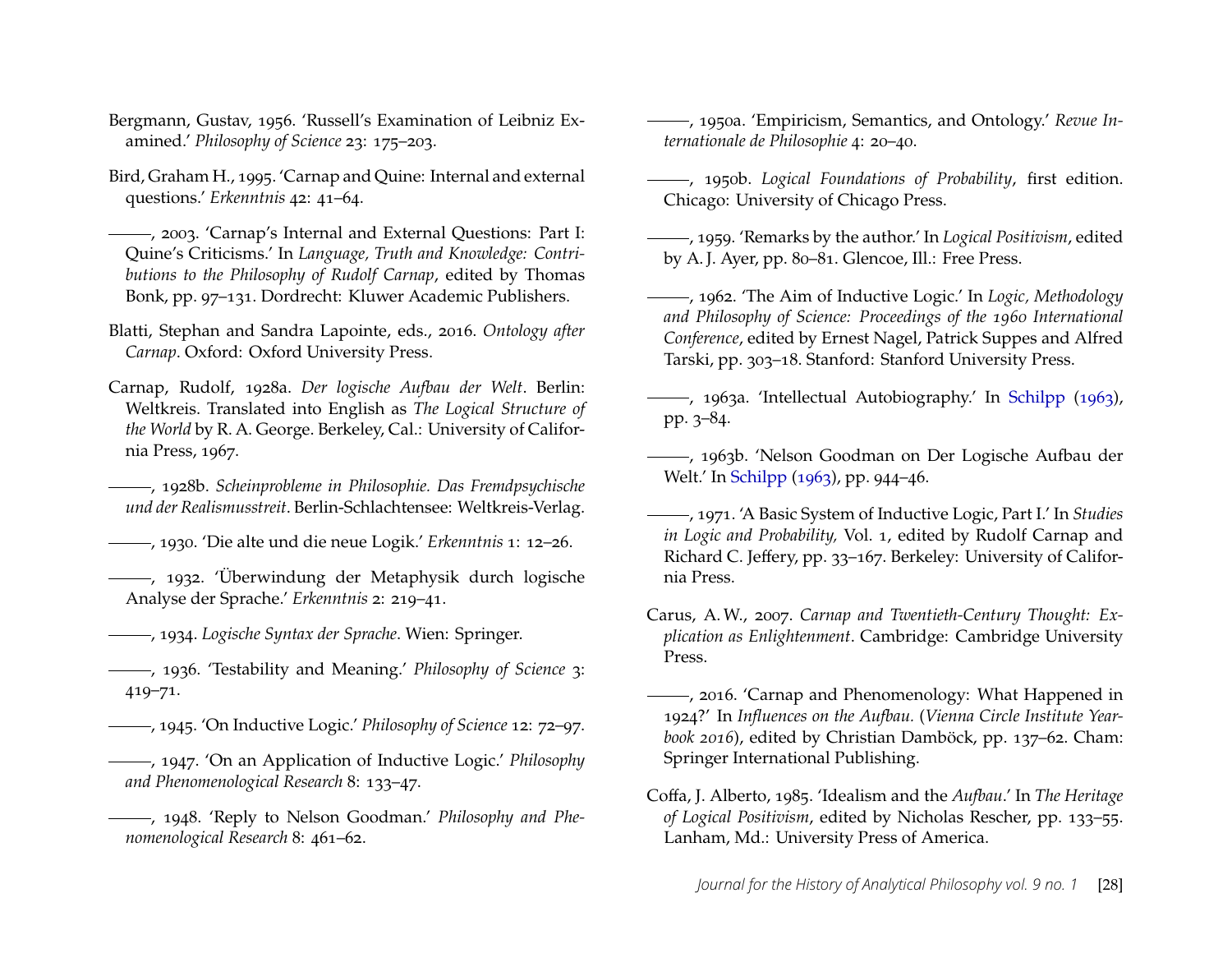Bergmann, Gustav, 1956. 'Russell's Examination of Leibniz Examined.' *Philosophy of Science* 23: 175–203.

Bird, Graham H., 1995. 'Carnap and Quine: Internal and external questions.' *Erkenntnis* 42: 41–64.

———, 2003. 'Carnap's Internal and External Questions: Part I: Quine's Criticisms.' In *Language, Truth and Knowledge: Contributions to the Philosophy of Rudolf Carnap*, edited by Thomas Bonk, pp. 97–131. Dordrecht: Kluwer Academic Publishers.

Blatti, Stephan and Sandra Lapointe, eds., 2016. *Ontology after Carnap*. Oxford: Oxford University Press.

Carnap, Rudolf, 1928a. *Der logische Aufbau der Welt*. Berlin: Weltkreis. Translated into English as *The Logical Structure of the World* by R. A. George. Berkeley, Cal.: University of California Press, 1967.

———, 1928b. *Scheinprobleme in Philosophie. Das Fremdpsychische und der Realismusstreit*. Berlin-Schlachtensee: Weltkreis-Verlag.

———, 1930. 'Die alte und die neue Logik.' *Erkenntnis* 1: 12–26.

———, 1932. 'Überwindung der Metaphysik durch logische Analyse der Sprache.' *Erkenntnis* 2: 219–41.

———, 1934. *Logische Syntax der Sprache*. Wien: Springer.

———, 1936. 'Testability and Meaning.' *Philosophy of Science* 3: 419–71.

———, 1945. 'On Inductive Logic.' *Philosophy of Science* 12: 72–97.

———, 1947. 'On an Application of Inductive Logic.' *Philosophy and Phenomenological Research* 8: 133–47.

———, 1948. 'Reply to Nelson Goodman.' *Philosophy and Phenomenological Research* 8: 461–62.

———, 1950a. 'Empiricism, Semantics, and Ontology.' *Revue Internationale de Philosophie* 4: 20–40.

———, 1950b. *Logical Foundations of Probability*, first edition. Chicago: University of Chicago Press.

———, 1959. 'Remarks by the author.' In *Logical Positivism*, edited by A. J. Ayer, pp. 80–81. Glencoe, Ill.: Free Press.

———, 1962. 'The Aim of Inductive Logic.' In *Logic, Methodology and Philosophy of Science: Proceedings of the 1960 International Conference*, edited by Ernest Nagel, Patrick Suppes and Alfred Tarski, pp. 303–18. Stanford: Stanford University Press.

———, 1963a. 'Intellectual Autobiography.' In Schilpp (1963), pp. 3–84.

———, 1963b. 'Nelson Goodman on Der Logische Aufbau der Welt.' In Schilpp (1963), pp. 944–46.

———, 1971. 'A Basic System of Inductive Logic, Part I.' In *Studies in Logic and Probability,* Vol. 1, edited by Rudolf Carnap and Richard C. Jeffery, pp. 33–167. Berkeley: University of California Press.

Carus, A. W., 2007. *Carnap and Twentieth-Century Thought: Explication as Enlightenment*. Cambridge: Cambridge University Press.

———, 2016. 'Carnap and Phenomenology: What Happened in 1924?' In *Influences on the Aufbau.* (*Vienna Circle Institute Yearbook 2016*), edited by Christian Damböck, pp. 137–62. Cham: Springer International Publishing.

Coffa, J. Alberto, 1985. 'Idealism and the *Aufbau*.' In *The Heritage of Logical Positivism*, edited by Nicholas Rescher, pp. 133–55. Lanham, Md.: University Press of America.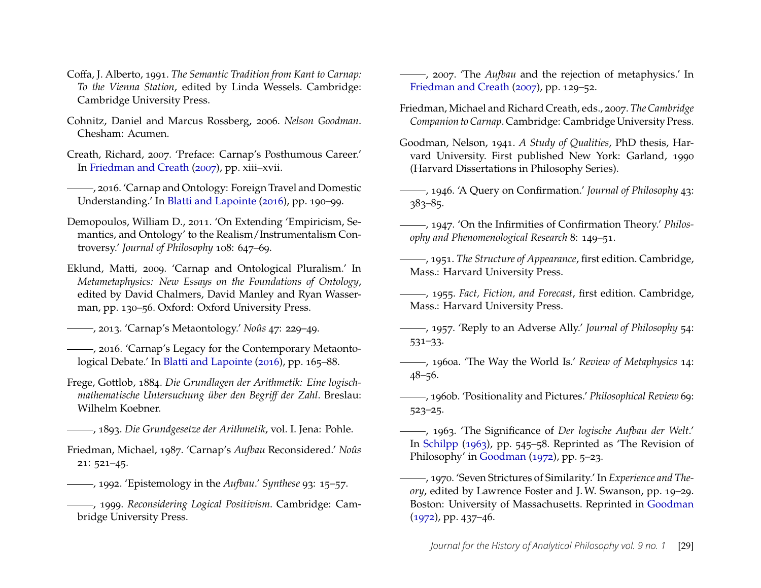Coffa, J. Alberto, 1991. *The Semantic Tradition from Kant to Carnap: To the Vienna Station*, edited by Linda Wessels. Cambridge: Cambridge University Press.

Cohnitz, Daniel and Marcus Rossberg, 2006. *Nelson Goodman*. Chesham: Acumen.

Creath, Richard, 2007. 'Preface: Carnap's Posthumous Career.' In Friedman and Creath (2007), pp. xiii–xvii.

———, 2016. 'Carnap and Ontology: Foreign Travel and Domestic Understanding.' In Blatti and Lapointe (2016), pp. 190–99.

Demopoulos, William D., 2011. 'On Extending 'Empiricism, Semantics, and Ontology' to the Realism/Instrumentalism Controversy.' *Journal of Philosophy* 108: 647–69.

Eklund, Matti, 2009. 'Carnap and Ontological Pluralism.' In *Metametaphysics: New Essays on the Foundations of Ontology*, edited by David Chalmers, David Manley and Ryan Wasserman, pp. 130–56. Oxford: Oxford University Press.

———, 2013. 'Carnap's Metaontology.' *Noûs* 47: 229–49.

———, 2016. 'Carnap's Legacy for the Contemporary Metaontological Debate.' In Blatti and Lapointe (2016), pp. 165–88.

Frege, Gottlob, 1884. *Die Grundlagen der Arithmetik: Eine logisch-mathematische Untersuchung über den Begriff der Zahl*. Breslau: Wilhelm Koebner.

———, 1893. *Die Grundgesetze der Arithmetik*, vol. I. Jena: Pohle.

Friedman, Michael, 1987. 'Carnap's *Aufbau* Reconsidered.' *Noûs* 21: 521–45.

———, 1992. 'Epistemology in the *Aufbau*.' *Synthese* 93: 15–57.

———, 1999. *Reconsidering Logical Positivism*. Cambridge: Cambridge University Press.

———, 2007. 'The *Aufbau* and the rejection of metaphysics.' In Friedman and Creath (2007), pp. 129–52.

Friedman, Michael and Richard Creath, eds., 2007. *The Cambridge Companion to Carnap*. Cambridge: Cambridge University Press.

Goodman, Nelson, 1941. *A Study of Qualities*, PhD thesis, Harvard University. First published New York: Garland, 1990 (Harvard Dissertations in Philosophy Series).

———, 1946. 'A Query on Confirmation.' *Journal of Philosophy* 43: 383–85.

———, 1947. 'On the Infirmities of Confirmation Theory.' *Philosophy and Phenomenological Research* 8: 149–51.

———, 1951. *The Structure of Appearance*, first edition. Cambridge, Mass.: Harvard University Press.

———, 1955. *Fact, Fiction, and Forecast*, first edition. Cambridge, Mass.: Harvard University Press.

———, 1957. 'Reply to an Adverse Ally.' *Journal of Philosophy* 54: 531–33.

———, 1960a. 'The Way the World Is.' *Review of Metaphysics* 14: 48–56.

———, 1960b. 'Positionality and Pictures.' *Philosophical Review* 69: 523–25.

———, 1963. 'The Significance of *Der logische Aufbau der Welt*.' In Schilpp (1963), pp. 545–58. Reprinted as 'The Revision of Philosophy' in Goodman (1972), pp. 5–23.

———, 1970. 'Seven Strictures of Similarity.' In *Experience and Theory*, edited by Lawrence Foster and J. W. Swanson, pp. 19–29. Boston: University of Massachusetts. Reprinted in Goodman (1972), pp. 437–46.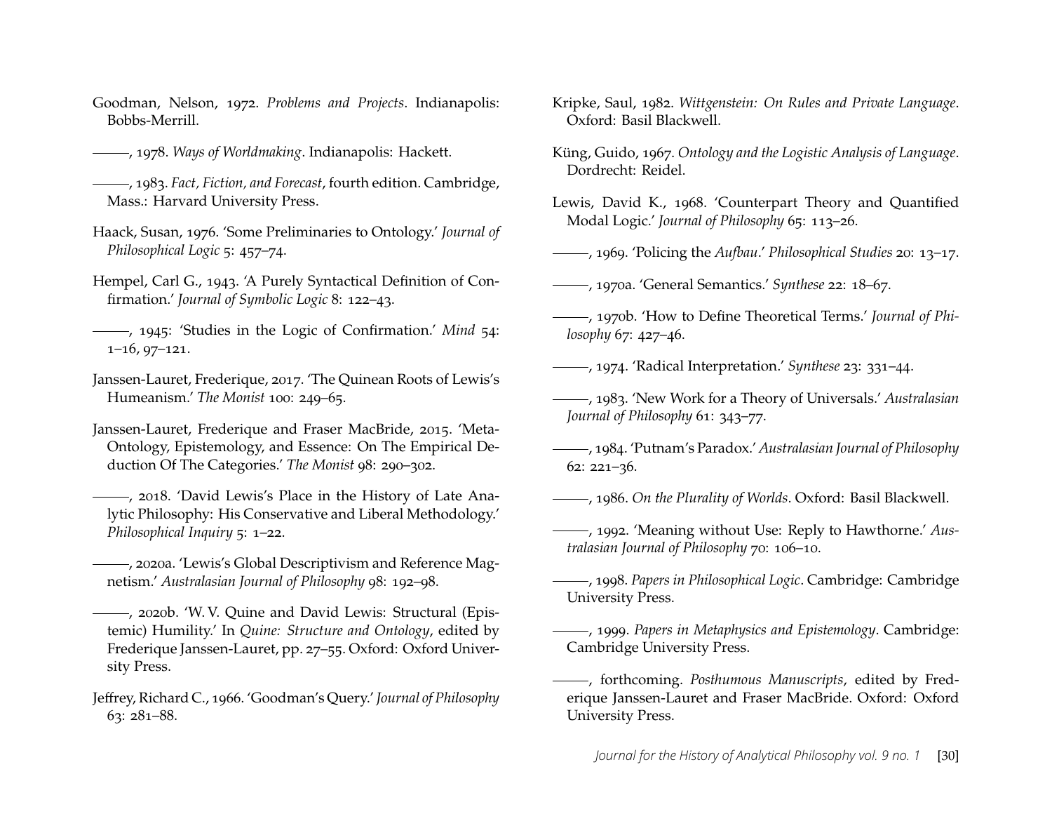Goodman, Nelson, 1972. *Problems and Projects*. Indianapolis: Bobbs-Merrill.

———, 1978. *Ways of Worldmaking*. Indianapolis: Hackett.

———, 1983. *Fact, Fiction, and Forecast*, fourth edition. Cambridge, Mass.: Harvard University Press.

Haack, Susan, 1976. 'Some Preliminaries to Ontology.' *Journal of Philosophical Logic* 5: 457–74.

Hempel, Carl G., 1943. 'A Purely Syntactical Definition of Confirmation.' *Journal of Symbolic Logic* 8: 122–43.

———, 1945: 'Studies in the Logic of Confirmation.' *Mind* 54: 1–16, 97–121.

Janssen-Lauret, Frederique, 2017. 'The Quinean Roots of Lewis's Humeanism.' *The Monist* 100: 249–65.

Janssen-Lauret, Frederique and Fraser MacBride, 2015. 'Meta-Ontology, Epistemology, and Essence: On The Empirical Deduction Of The Categories.' *The Monist* 98: 290–302.

———, 2018. 'David Lewis's Place in the History of Late Analytic Philosophy: His Conservative and Liberal Methodology.' *Philosophical Inquiry* 5: 1–22.

———, 2020a. 'Lewis's Global Descriptivism and Reference Magnetism.' *Australasian Journal of Philosophy* 98: 192–98.

———, 2020b. 'W. V. Quine and David Lewis: Structural (Epistemic) Humility.' In *Quine: Structure and Ontology*, edited by Frederique Janssen-Lauret, pp. 27–55. Oxford: Oxford University Press.

Jeffrey, Richard C., 1966. 'Goodman's Query.' *Journal of Philosophy* 63: 281–88.

Kripke, Saul, 1982. *Wittgenstein: On Rules and Private Language*. Oxford: Basil Blackwell.

Küng, Guido, 1967. *Ontology and the Logistic Analysis of Language*. Dordrecht: Reidel.

Lewis, David K., 1968. 'Counterpart Theory and Quantified Modal Logic.' *Journal of Philosophy* 65: 113–26.

———, 1969. 'Policing the *Aufbau*.' *Philosophical Studies* 20: 13–17.

———, 1970a. 'General Semantics.' *Synthese* 22: 18–67.

———, 1970b. 'How to Define Theoretical Terms.' *Journal of Philosophy* 67: 427–46.

———, 1974. 'Radical Interpretation.' *Synthese* 23: 331–44.

———, 1983. 'New Work for a Theory of Universals.' *Australasian Journal of Philosophy* 61: 343–77.

———, 1984. 'Putnam's Paradox.' *Australasian Journal of Philosophy* 62: 221–36.

———, 1986. *On the Plurality of Worlds*. Oxford: Basil Blackwell.

———, 1992. 'Meaning without Use: Reply to Hawthorne.' *Australasian Journal of Philosophy* 70: 106–10.

———, 1998. *Papers in Philosophical Logic*. Cambridge: Cambridge University Press.

———, 1999. *Papers in Metaphysics and Epistemology*. Cambridge: Cambridge University Press.

———, forthcoming. *Posthumous Manuscripts*, edited by Frederique Janssen-Lauret and Fraser MacBride. Oxford: Oxford University Press.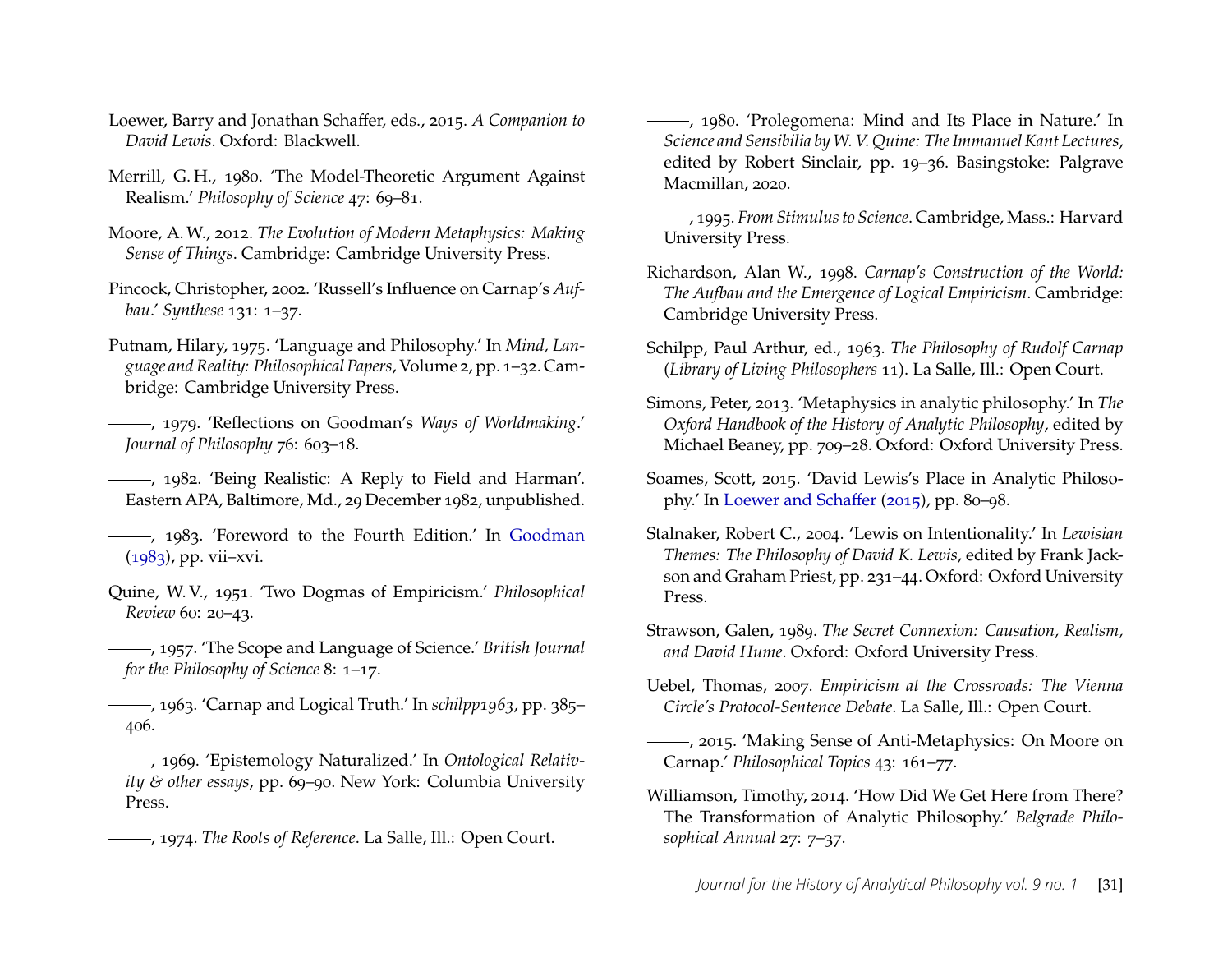Loewer, Barry and Jonathan Schaffer, eds., 2015. *A Companion to David Lewis*. Oxford: Blackwell.

Merrill, G. H., 1980. 'The Model-Theoretic Argument Against Realism.' *Philosophy of Science* 47: 69–81.

Moore, A. W., 2012. *The Evolution of Modern Metaphysics: Making Sense of Things*. Cambridge: Cambridge University Press.

Pincock, Christopher, 2002. 'Russell's Influence on Carnap's *Aufbau*.' *Synthese* 131: 1–37.

Putnam, Hilary, 1975. 'Language and Philosophy.' In *Mind, Language and Reality: Philosophical Papers*, Volume 2, pp. 1–32. Cambridge: Cambridge University Press.

———, 1979. 'Reflections on Goodman's *Ways of Worldmaking*.' *Journal of Philosophy* 76: 603–18.

———, 1982. 'Being Realistic: A Reply to Field and Harman'. Eastern APA, Baltimore, Md., 29 December 1982, unpublished.

———, 1983. 'Foreword to the Fourth Edition.' In Goodman (1983), pp. vii–xvi.

Quine, W. V., 1951. 'Two Dogmas of Empiricism.' *Philosophical Review* 60: 20–43.

———, 1957. 'The Scope and Language of Science.' *British Journal for the Philosophy of Science* 8: 1–17.

———, 1963. 'Carnap and Logical Truth.' In *schilpp1963*, pp. 385–406.

———, 1969. 'Epistemology Naturalized.' In *Ontological Relativity & other essays*, pp. 69–90. New York: Columbia University Press.

———, 1974. *The Roots of Reference*. La Salle, Ill.: Open Court.

———, 1980. 'Prolegomena: Mind and Its Place in Nature.' In *Science and Sensibilia by W. V. Quine: The Immanuel Kant Lectures*, edited by Robert Sinclair, pp. 19–36. Basingstoke: Palgrave Macmillan, 2020.

———, 1995. *From Stimulus to Science*. Cambridge, Mass.: Harvard University Press.

Richardson, Alan W., 1998. *Carnap's Construction of the World: The Aufbau and the Emergence of Logical Empiricism*. Cambridge: Cambridge University Press.

Schilpp, Paul Arthur, ed., 1963. *The Philosophy of Rudolf Carnap* (*Library of Living Philosophers* 11). La Salle, Ill.: Open Court.

Simons, Peter, 2013. 'Metaphysics in analytic philosophy.' In *The Oxford Handbook of the History of Analytic Philosophy*, edited by Michael Beaney, pp. 709–28. Oxford: Oxford University Press.

Soames, Scott, 2015. 'David Lewis's Place in Analytic Philosophy.' In Loewer and Schaffer (2015), pp. 80–98.

Stalnaker, Robert C., 2004. 'Lewis on Intentionality.' In *Lewisian Themes: The Philosophy of David K. Lewis*, edited by Frank Jackson and Graham Priest, pp. 231–44. Oxford: Oxford University Press.

Strawson, Galen, 1989. *The Secret Connexion: Causation, Realism, and David Hume*. Oxford: Oxford University Press.

Uebel, Thomas, 2007. *Empiricism at the Crossroads: The Vienna Circle's Protocol-Sentence Debate*. La Salle, Ill.: Open Court.

———, 2015. 'Making Sense of Anti-Metaphysics: On Moore on Carnap.' *Philosophical Topics* 43: 161–77.

Williamson, Timothy, 2014. 'How Did We Get Here from There? The Transformation of Analytic Philosophy.' *Belgrade Philosophical Annual* 27: 7–37.